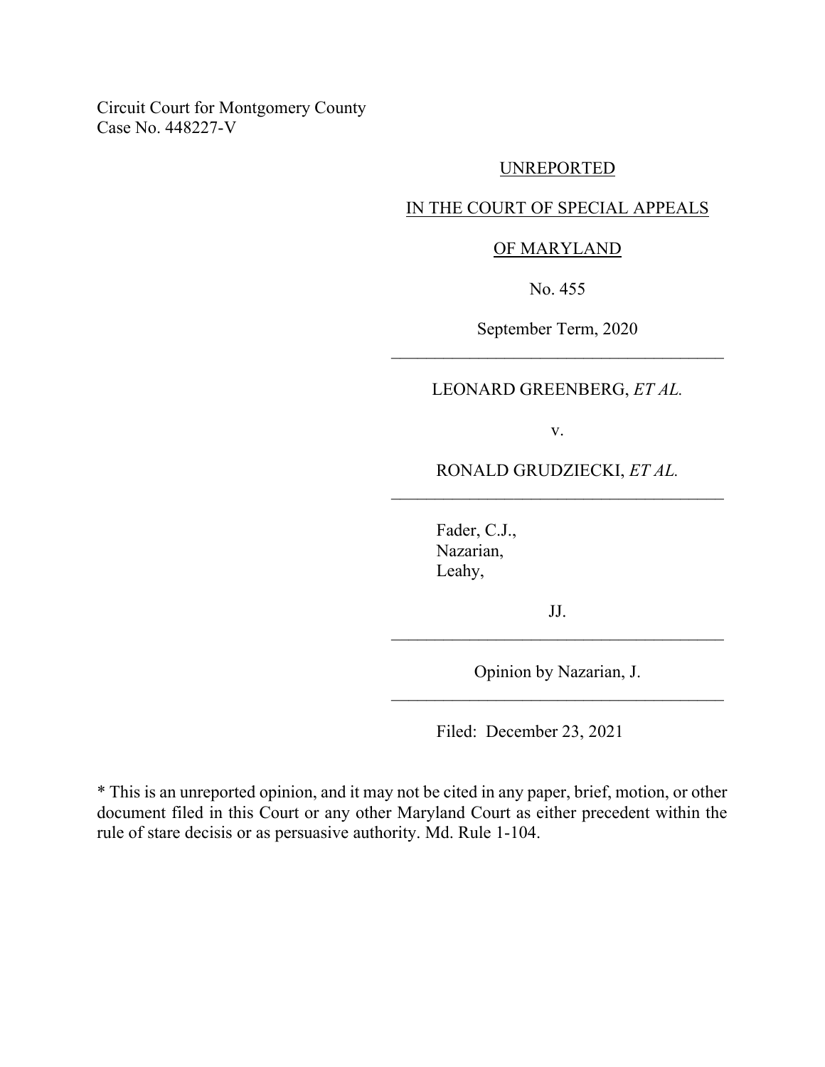Circuit Court for Montgomery County
Case No. 448227-V

UNREPORTED

IN THE COURT OF SPECIAL APPEALS

OF MARYLAND

No. 455

September Term, 2020

---

LEONARD GREENBERG, *ET AL.*

v.

RONALD GRUDZIECKI, *ET AL.*

---

Fader, C.J.,
Nazarian,
Leahy,

JJ.

---

Opinion by Nazarian, J.

---

Filed: December 23, 2021

\* This is an unreported opinion, and it may not be cited in any paper, brief, motion, or other document filed in this Court or any other Maryland Court as either precedent within the rule of stare decisis or as persuasive authority. Md. Rule 1-104.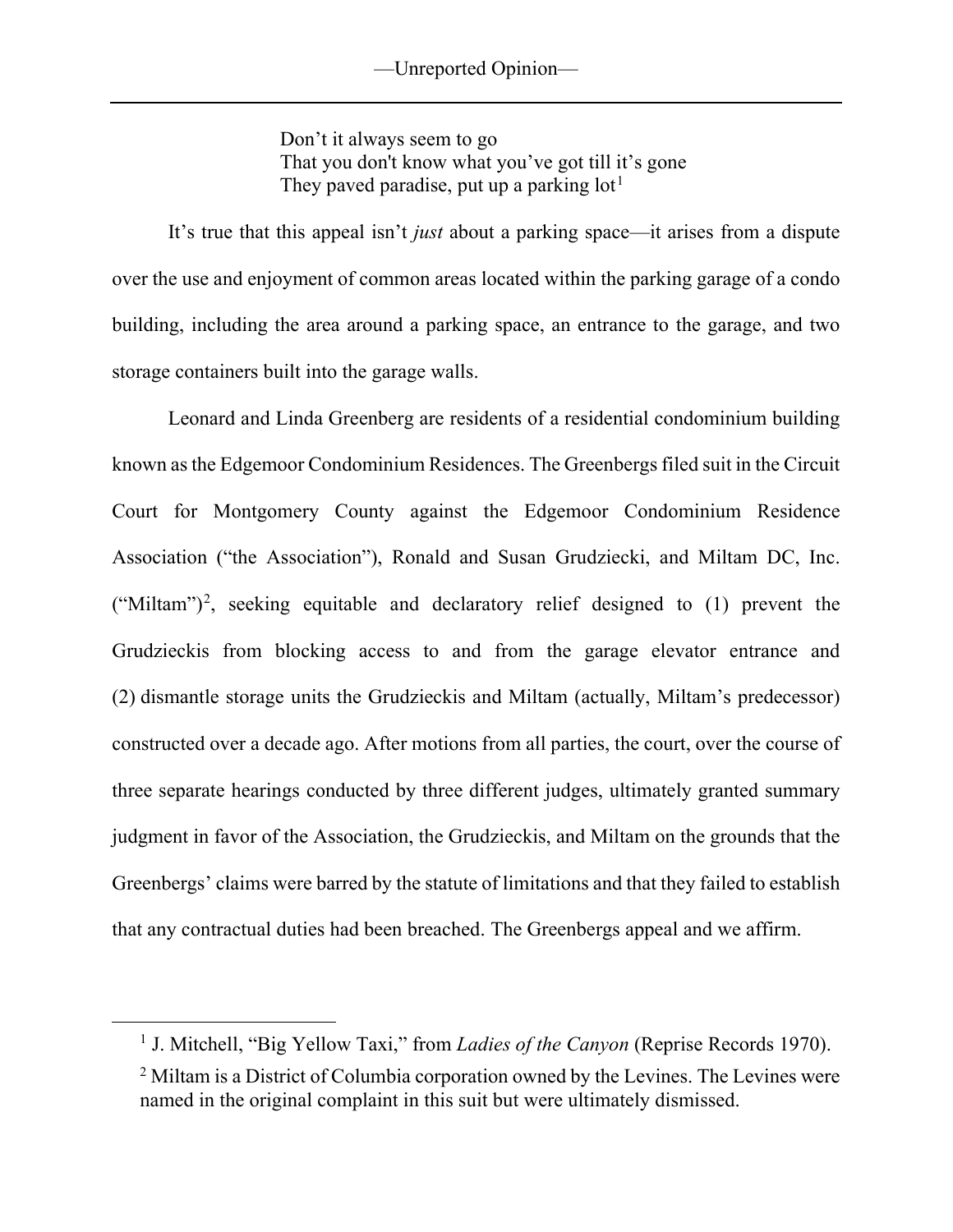> Don't it always seem to go
> That you don't know what you've got till it's gone
> They paved paradise, put up a parking lot[1]

It's true that this appeal isn't *just* about a parking space—it arises from a dispute over the use and enjoyment of common areas located within the parking garage of a condo building, including the area around a parking space, an entrance to the garage, and two storage containers built into the garage walls.

Leonard and Linda Greenberg are residents of a residential condominium building known as the Edgemoor Condominium Residences. The Greenbergs filed suit in the Circuit Court for Montgomery County against the Edgemoor Condominium Residence Association ("the Association"), Ronald and Susan Grudziecki, and Miltam DC, Inc. ("Miltam")[2], seeking equitable and declaratory relief designed to (1) prevent the Grudzieckis from blocking access to and from the garage elevator entrance and (2) dismantle storage units the Grudzieckis and Miltam (actually, Miltam's predecessor) constructed over a decade ago. After motions from all parties, the court, over the course of three separate hearings conducted by three different judges, ultimately granted summary judgment in favor of the Association, the Grudzieckis, and Miltam on the grounds that the Greenbergs' claims were barred by the statute of limitations and that they failed to establish that any contractual duties had been breached. The Greenbergs appeal and we affirm.

---

[1] J. Mitchell, "Big Yellow Taxi," from *Ladies of the Canyon* (Reprise Records 1970).

[2] Miltam is a District of Columbia corporation owned by the Levines. The Levines were named in the original complaint in this suit but were ultimately dismissed.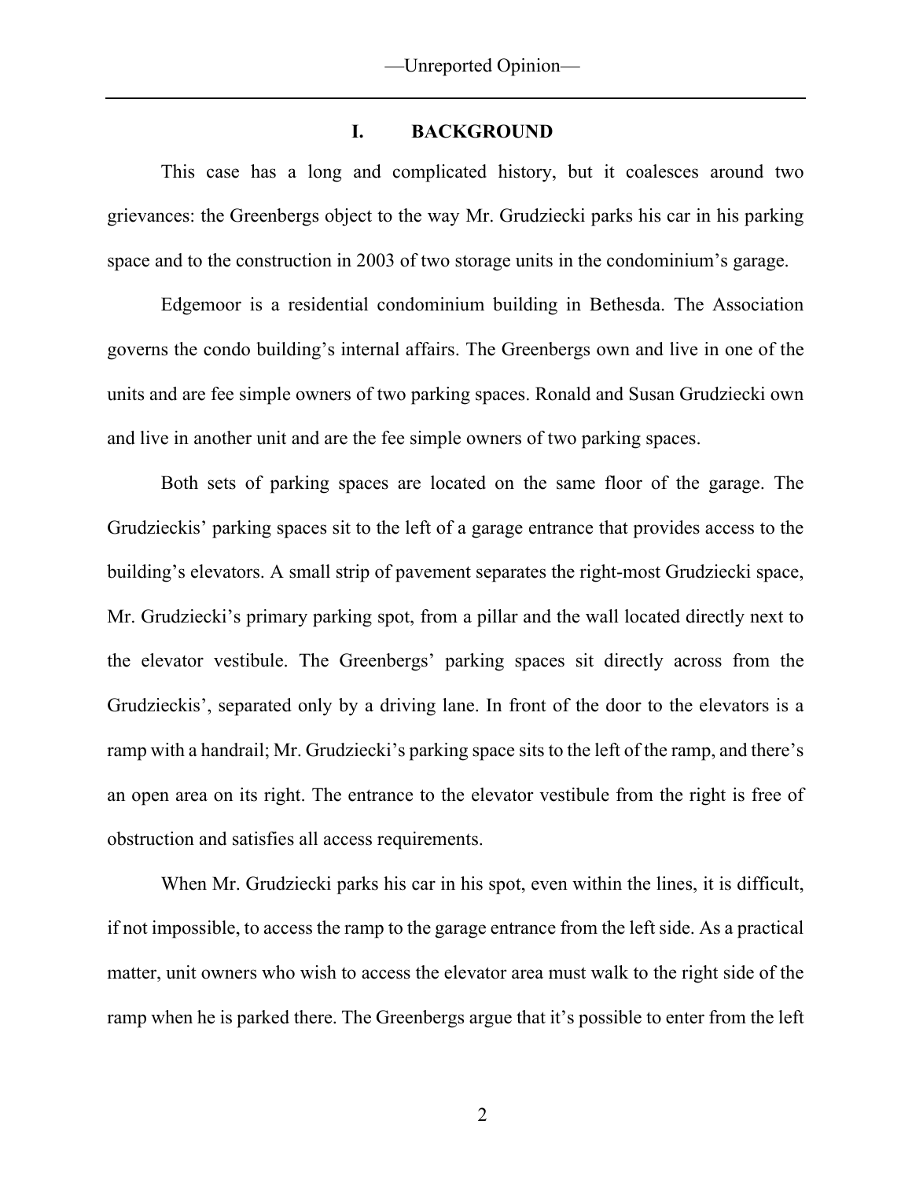## I. BACKGROUND

This case has a long and complicated history, but it coalesces around two grievances: the Greenbergs object to the way Mr. Grudziecki parks his car in his parking space and to the construction in 2003 of two storage units in the condominium's garage.

Edgemoor is a residential condominium building in Bethesda. The Association governs the condo building's internal affairs. The Greenbergs own and live in one of the units and are fee simple owners of two parking spaces. Ronald and Susan Grudziecki own and live in another unit and are the fee simple owners of two parking spaces.

Both sets of parking spaces are located on the same floor of the garage. The Grudzieckis' parking spaces sit to the left of a garage entrance that provides access to the building's elevators. A small strip of pavement separates the right-most Grudziecki space, Mr. Grudziecki's primary parking spot, from a pillar and the wall located directly next to the elevator vestibule. The Greenbergs' parking spaces sit directly across from the Grudzieckis', separated only by a driving lane. In front of the door to the elevators is a ramp with a handrail; Mr. Grudziecki's parking space sits to the left of the ramp, and there's an open area on its right. The entrance to the elevator vestibule from the right is free of obstruction and satisfies all access requirements.

When Mr. Grudziecki parks his car in his spot, even within the lines, it is difficult, if not impossible, to access the ramp to the garage entrance from the left side. As a practical matter, unit owners who wish to access the elevator area must walk to the right side of the ramp when he is parked there. The Greenbergs argue that it's possible to enter from the left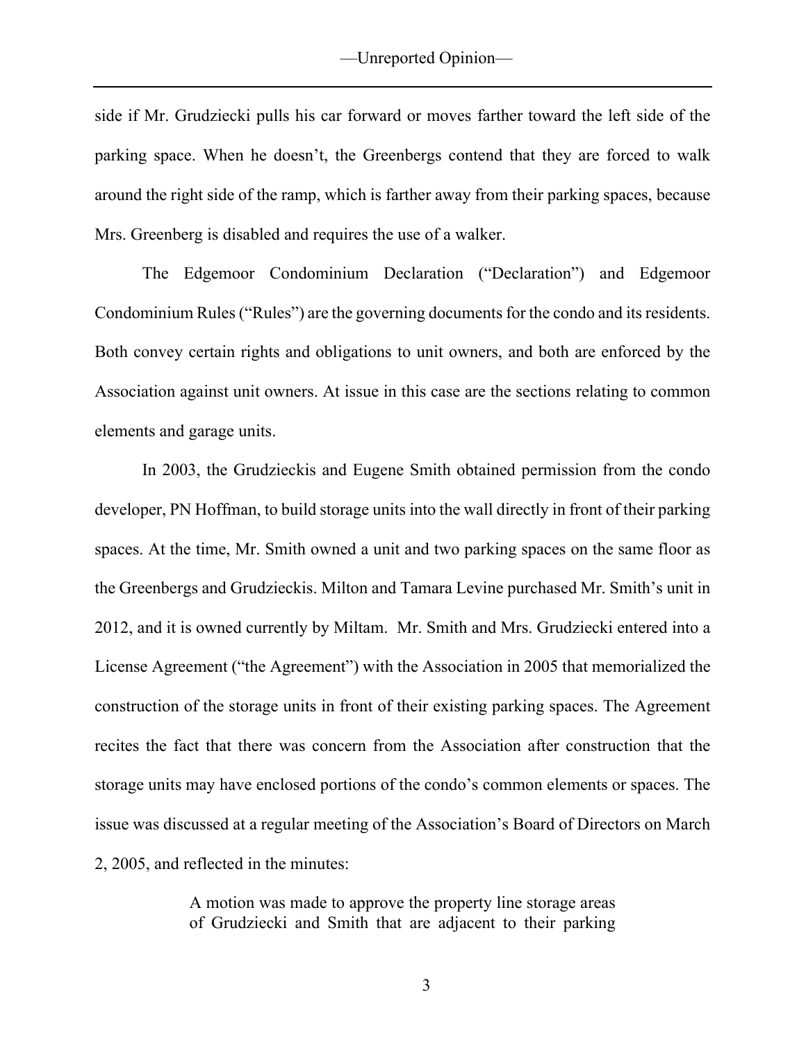side if Mr. Grudziecki pulls his car forward or moves farther toward the left side of the parking space. When he doesn't, the Greenbergs contend that they are forced to walk around the right side of the ramp, which is farther away from their parking spaces, because Mrs. Greenberg is disabled and requires the use of a walker.

The Edgemoor Condominium Declaration ("Declaration") and Edgemoor Condominium Rules ("Rules") are the governing documents for the condo and its residents. Both convey certain rights and obligations to unit owners, and both are enforced by the Association against unit owners. At issue in this case are the sections relating to common elements and garage units.

In 2003, the Grudzieckis and Eugene Smith obtained permission from the condo developer, PN Hoffman, to build storage units into the wall directly in front of their parking spaces. At the time, Mr. Smith owned a unit and two parking spaces on the same floor as the Greenbergs and Grudzieckis. Milton and Tamara Levine purchased Mr. Smith's unit in 2012, and it is owned currently by Miltam. Mr. Smith and Mrs. Grudziecki entered into a License Agreement ("the Agreement") with the Association in 2005 that memorialized the construction of the storage units in front of their existing parking spaces. The Agreement recites the fact that there was concern from the Association after construction that the storage units may have enclosed portions of the condo's common elements or spaces. The issue was discussed at a regular meeting of the Association's Board of Directors on March 2, 2005, and reflected in the minutes:

> A motion was made to approve the property line storage areas of Grudziecki and Smith that are adjacent to their parking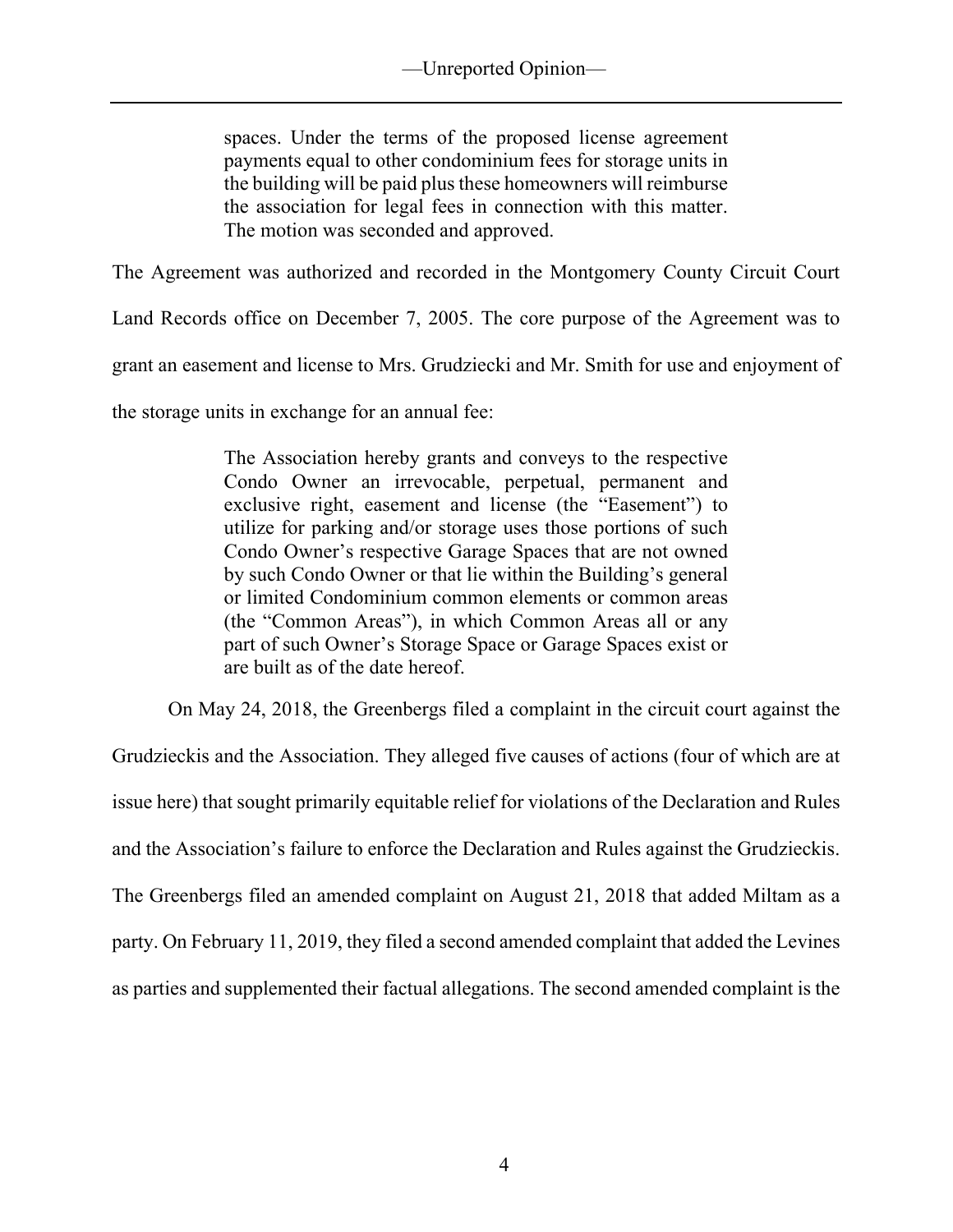> spaces. Under the terms of the proposed license agreement payments equal to other condominium fees for storage units in the building will be paid plus these homeowners will reimburse the association for legal fees in connection with this matter. The motion was seconded and approved.

The Agreement was authorized and recorded in the Montgomery County Circuit Court Land Records office on December 7, 2005. The core purpose of the Agreement was to grant an easement and license to Mrs. Grudziecki and Mr. Smith for use and enjoyment of the storage units in exchange for an annual fee:

> The Association hereby grants and conveys to the respective Condo Owner an irrevocable, perpetual, permanent and exclusive right, easement and license (the "Easement") to utilize for parking and/or storage uses those portions of such Condo Owner's respective Garage Spaces that are not owned by such Condo Owner or that lie within the Building's general or limited Condominium common elements or common areas (the "Common Areas"), in which Common Areas all or any part of such Owner's Storage Space or Garage Spaces exist or are built as of the date hereof.

On May 24, 2018, the Greenbergs filed a complaint in the circuit court against the Grudzieckis and the Association. They alleged five causes of actions (four of which are at issue here) that sought primarily equitable relief for violations of the Declaration and Rules and the Association's failure to enforce the Declaration and Rules against the Grudzieckis. The Greenbergs filed an amended complaint on August 21, 2018 that added Miltam as a party. On February 11, 2019, they filed a second amended complaint that added the Levines as parties and supplemented their factual allegations. The second amended complaint is the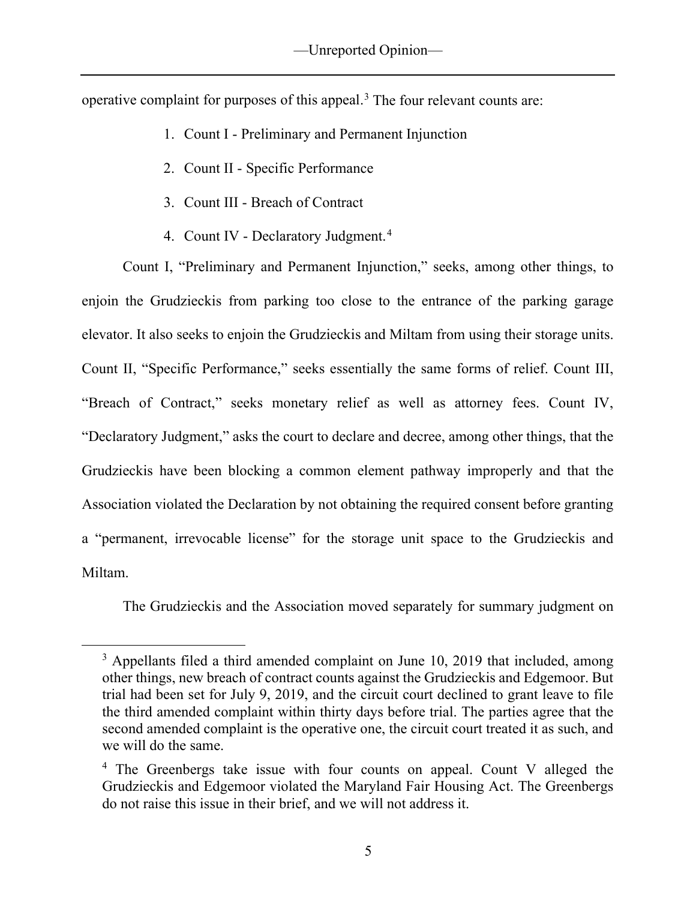operative complaint for purposes of this appeal.[3] The four relevant counts are:

1. Count I - Preliminary and Permanent Injunction
2. Count II - Specific Performance
3. Count III - Breach of Contract
4. Count IV - Declaratory Judgment.[4]

Count I, "Preliminary and Permanent Injunction," seeks, among other things, to enjoin the Grudzieckis from parking too close to the entrance of the parking garage elevator. It also seeks to enjoin the Grudzieckis and Miltam from using their storage units. Count II, "Specific Performance," seeks essentially the same forms of relief. Count III, "Breach of Contract," seeks monetary relief as well as attorney fees. Count IV, "Declaratory Judgment," asks the court to declare and decree, among other things, that the Grudzieckis have been blocking a common element pathway improperly and that the Association violated the Declaration by not obtaining the required consent before granting a "permanent, irrevocable license" for the storage unit space to the Grudzieckis and Miltam.

The Grudzieckis and the Association moved separately for summary judgment on

---

[3] Appellants filed a third amended complaint on June 10, 2019 that included, among other things, new breach of contract counts against the Grudzieckis and Edgemoor. But trial had been set for July 9, 2019, and the circuit court declined to grant leave to file the third amended complaint within thirty days before trial. The parties agree that the second amended complaint is the operative one, the circuit court treated it as such, and we will do the same.

[4] The Greenbergs take issue with four counts on appeal. Count V alleged the Grudzieckis and Edgemoor violated the Maryland Fair Housing Act. The Greenbergs do not raise this issue in their brief, and we will not address it.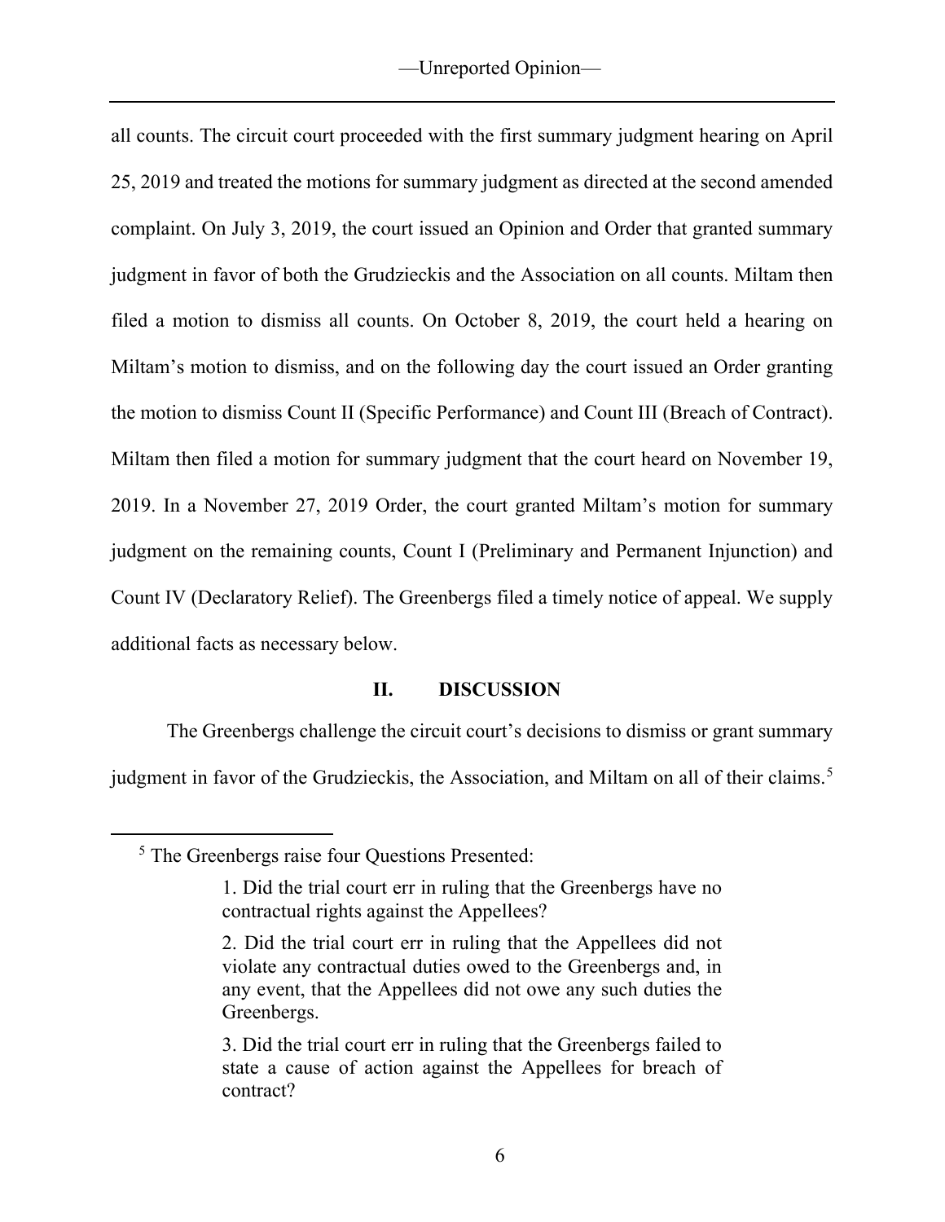all counts. The circuit court proceeded with the first summary judgment hearing on April 25, 2019 and treated the motions for summary judgment as directed at the second amended complaint. On July 3, 2019, the court issued an Opinion and Order that granted summary judgment in favor of both the Grudzieckis and the Association on all counts. Miltam then filed a motion to dismiss all counts. On October 8, 2019, the court held a hearing on Miltam's motion to dismiss, and on the following day the court issued an Order granting the motion to dismiss Count II (Specific Performance) and Count III (Breach of Contract). Miltam then filed a motion for summary judgment that the court heard on November 19, 2019. In a November 27, 2019 Order, the court granted Miltam's motion for summary judgment on the remaining counts, Count I (Preliminary and Permanent Injunction) and Count IV (Declaratory Relief). The Greenbergs filed a timely notice of appeal. We supply additional facts as necessary below.

## II. DISCUSSION

The Greenbergs challenge the circuit court's decisions to dismiss or grant summary judgment in favor of the Grudzieckis, the Association, and Miltam on all of their claims.[5]

---

[5] The Greenbergs raise four Questions Presented:

> 1. Did the trial court err in ruling that the Greenbergs have no contractual rights against the Appellees?
>
> 2. Did the trial court err in ruling that the Appellees did not violate any contractual duties owed to the Greenbergs and, in any event, that the Appellees did not owe any such duties the Greenbergs.
>
> 3. Did the trial court err in ruling that the Greenbergs failed to state a cause of action against the Appellees for breach of contract?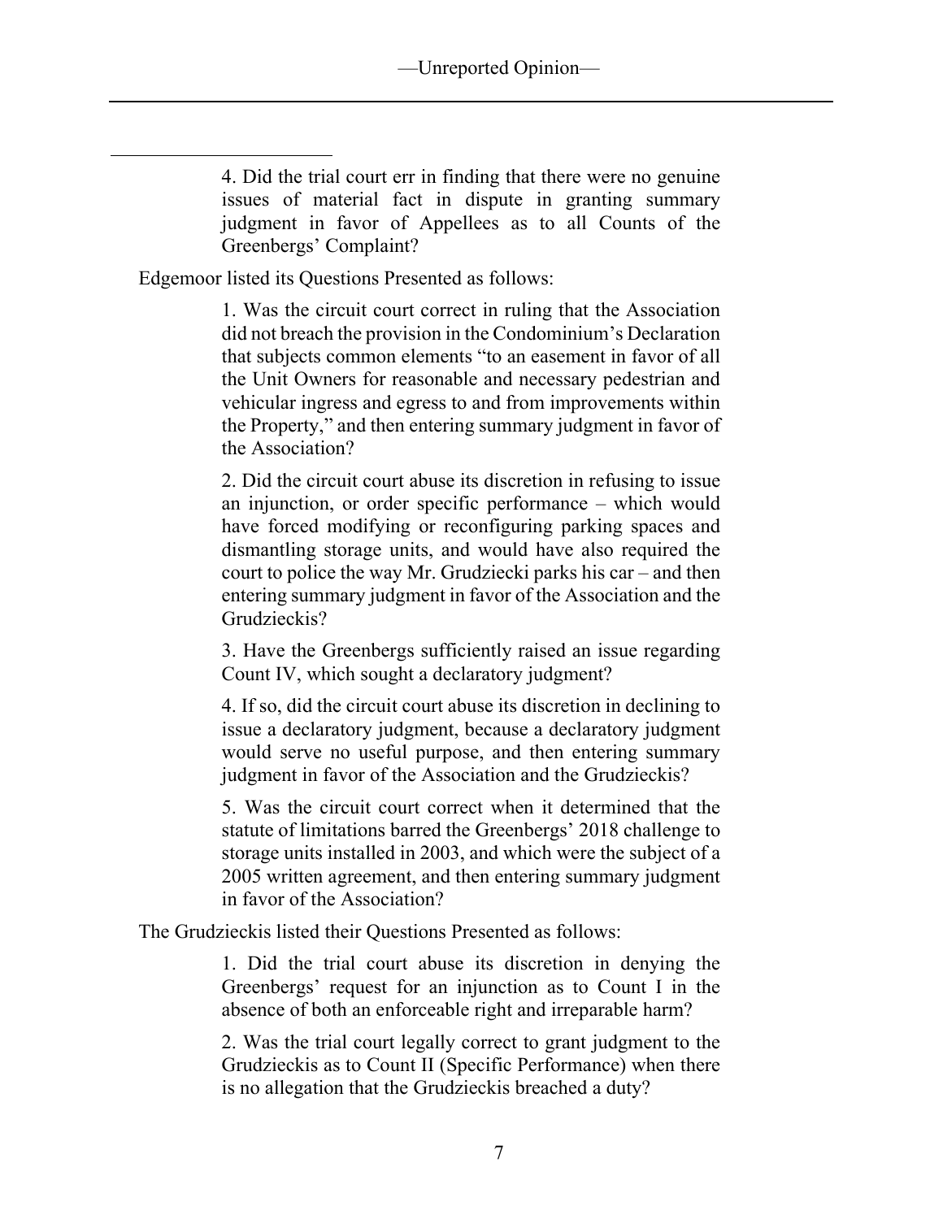4. Did the trial court err in finding that there were no genuine issues of material fact in dispute in granting summary judgment in favor of Appellees as to all Counts of the Greenbergs' Complaint?

Edgemoor listed its Questions Presented as follows:

> 1. Was the circuit court correct in ruling that the Association did not breach the provision in the Condominium's Declaration that subjects common elements "to an easement in favor of all the Unit Owners for reasonable and necessary pedestrian and vehicular ingress and egress to and from improvements within the Property," and then entering summary judgment in favor of the Association?
>
> 2. Did the circuit court abuse its discretion in refusing to issue an injunction, or order specific performance – which would have forced modifying or reconfiguring parking spaces and dismantling storage units, and would have also required the court to police the way Mr. Grudziecki parks his car – and then entering summary judgment in favor of the Association and the Grudzieckis?
>
> 3. Have the Greenbergs sufficiently raised an issue regarding Count IV, which sought a declaratory judgment?
>
> 4. If so, did the circuit court abuse its discretion in declining to issue a declaratory judgment, because a declaratory judgment would serve no useful purpose, and then entering summary judgment in favor of the Association and the Grudzieckis?
>
> 5. Was the circuit court correct when it determined that the statute of limitations barred the Greenbergs' 2018 challenge to storage units installed in 2003, and which were the subject of a 2005 written agreement, and then entering summary judgment in favor of the Association?

The Grudzieckis listed their Questions Presented as follows:

> 1. Did the trial court abuse its discretion in denying the Greenbergs' request for an injunction as to Count I in the absence of both an enforceable right and irreparable harm?
>
> 2. Was the trial court legally correct to grant judgment to the Grudzieckis as to Count II (Specific Performance) when there is no allegation that the Grudzieckis breached a duty?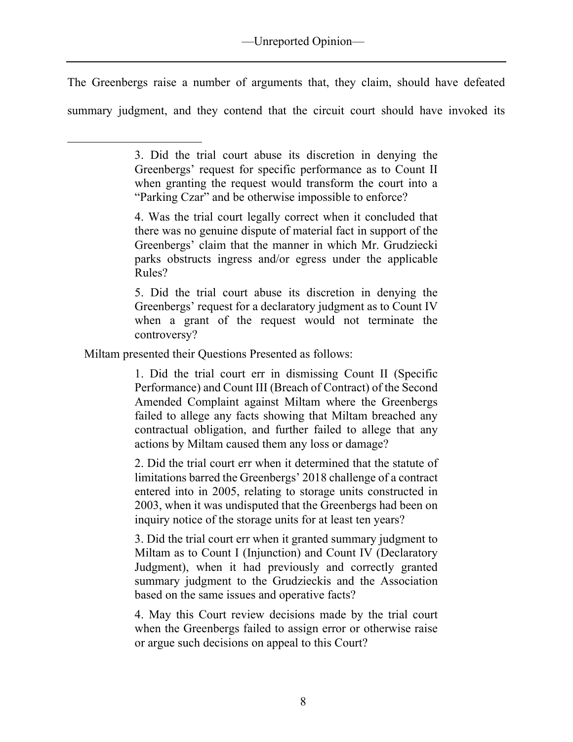The Greenbergs raise a number of arguments that, they claim, should have defeated summary judgment, and they contend that the circuit court should have invoked its

---

> 3. Did the trial court abuse its discretion in denying the Greenbergs' request for specific performance as to Count II when granting the request would transform the court into a "Parking Czar" and be otherwise impossible to enforce?
>
> 4. Was the trial court legally correct when it concluded that there was no genuine dispute of material fact in support of the Greenbergs' claim that the manner in which Mr. Grudziecki parks obstructs ingress and/or egress under the applicable Rules?
>
> 5. Did the trial court abuse its discretion in denying the Greenbergs' request for a declaratory judgment as to Count IV when a grant of the request would not terminate the controversy?

Miltam presented their Questions Presented as follows:

> 1. Did the trial court err in dismissing Count II (Specific Performance) and Count III (Breach of Contract) of the Second Amended Complaint against Miltam where the Greenbergs failed to allege any facts showing that Miltam breached any contractual obligation, and further failed to allege that any actions by Miltam caused them any loss or damage?
>
> 2. Did the trial court err when it determined that the statute of limitations barred the Greenbergs' 2018 challenge of a contract entered into in 2005, relating to storage units constructed in 2003, when it was undisputed that the Greenbergs had been on inquiry notice of the storage units for at least ten years?
>
> 3. Did the trial court err when it granted summary judgment to Miltam as to Count I (Injunction) and Count IV (Declaratory Judgment), when it had previously and correctly granted summary judgment to the Grudzieckis and the Association based on the same issues and operative facts?
>
> 4. May this Court review decisions made by the trial court when the Greenbergs failed to assign error or otherwise raise or argue such decisions on appeal to this Court?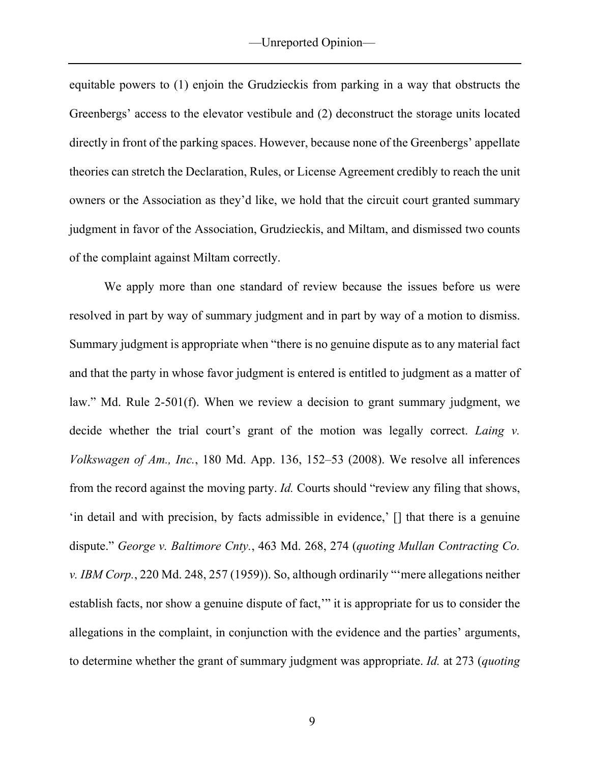equitable powers to (1) enjoin the Grudzieckis from parking in a way that obstructs the Greenbergs' access to the elevator vestibule and (2) deconstruct the storage units located directly in front of the parking spaces. However, because none of the Greenbergs' appellate theories can stretch the Declaration, Rules, or License Agreement credibly to reach the unit owners or the Association as they'd like, we hold that the circuit court granted summary judgment in favor of the Association, Grudzieckis, and Miltam, and dismissed two counts of the complaint against Miltam correctly.

We apply more than one standard of review because the issues before us were resolved in part by way of summary judgment and in part by way of a motion to dismiss. Summary judgment is appropriate when "there is no genuine dispute as to any material fact and that the party in whose favor judgment is entered is entitled to judgment as a matter of law." Md. Rule 2-501(f). When we review a decision to grant summary judgment, we decide whether the trial court's grant of the motion was legally correct. *Laing v. Volkswagen of Am., Inc.*, 180 Md. App. 136, 152–53 (2008). We resolve all inferences from the record against the moving party. *Id.* Courts should "review any filing that shows, 'in detail and with precision, by facts admissible in evidence,' [] that there is a genuine dispute." *George v. Baltimore Cnty.*, 463 Md. 268, 274 (*quoting Mullan Contracting Co. v. IBM Corp.*, 220 Md. 248, 257 (1959)). So, although ordinarily "'mere allegations neither establish facts, nor show a genuine dispute of fact,'" it is appropriate for us to consider the allegations in the complaint, in conjunction with the evidence and the parties' arguments, to determine whether the grant of summary judgment was appropriate. *Id.* at 273 (*quoting*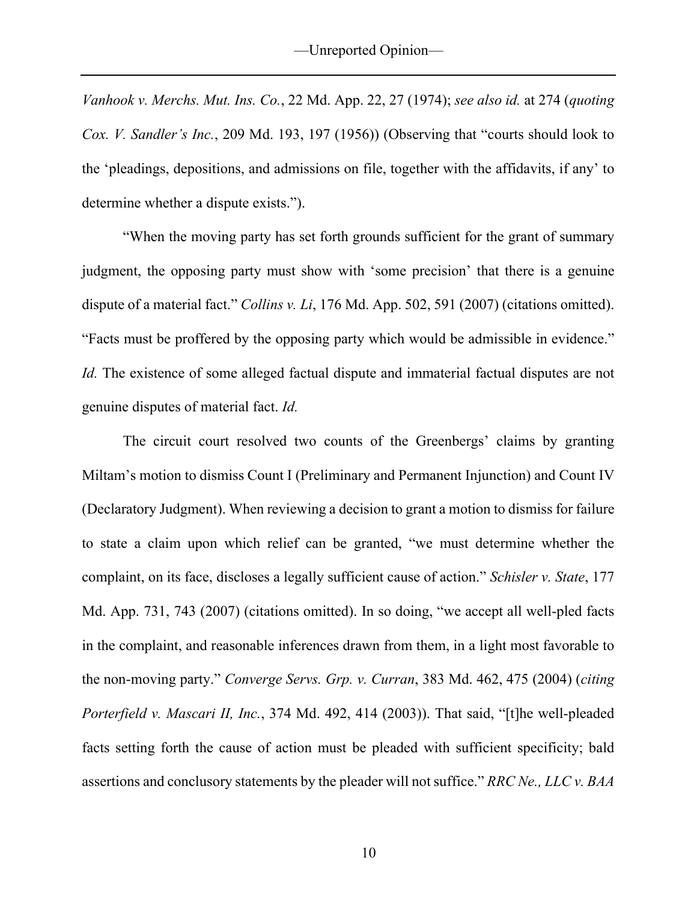*Vanhook v. Merchs. Mut. Ins. Co.*, 22 Md. App. 22, 27 (1974); *see also id.* at 274 (*quoting Cox. V. Sandler's Inc.*, 209 Md. 193, 197 (1956)) (Observing that "courts should look to the 'pleadings, depositions, and admissions on file, together with the affidavits, if any' to determine whether a dispute exists.").

"When the moving party has set forth grounds sufficient for the grant of summary judgment, the opposing party must show with 'some precision' that there is a genuine dispute of a material fact." *Collins v. Li*, 176 Md. App. 502, 591 (2007) (citations omitted). "Facts must be proffered by the opposing party which would be admissible in evidence." *Id.* The existence of some alleged factual dispute and immaterial factual disputes are not genuine disputes of material fact. *Id.*

The circuit court resolved two counts of the Greenbergs' claims by granting Miltam's motion to dismiss Count I (Preliminary and Permanent Injunction) and Count IV (Declaratory Judgment). When reviewing a decision to grant a motion to dismiss for failure to state a claim upon which relief can be granted, "we must determine whether the complaint, on its face, discloses a legally sufficient cause of action." *Schisler v. State*, 177 Md. App. 731, 743 (2007) (citations omitted). In so doing, "we accept all well-pled facts in the complaint, and reasonable inferences drawn from them, in a light most favorable to the non-moving party." *Converge Servs. Grp. v. Curran*, 383 Md. 462, 475 (2004) (*citing Porterfield v. Mascari II, Inc.*, 374 Md. 492, 414 (2003)). That said, "[t]he well-pleaded facts setting forth the cause of action must be pleaded with sufficient specificity; bald assertions and conclusory statements by the pleader will not suffice." *RRC Ne., LLC v. BAA*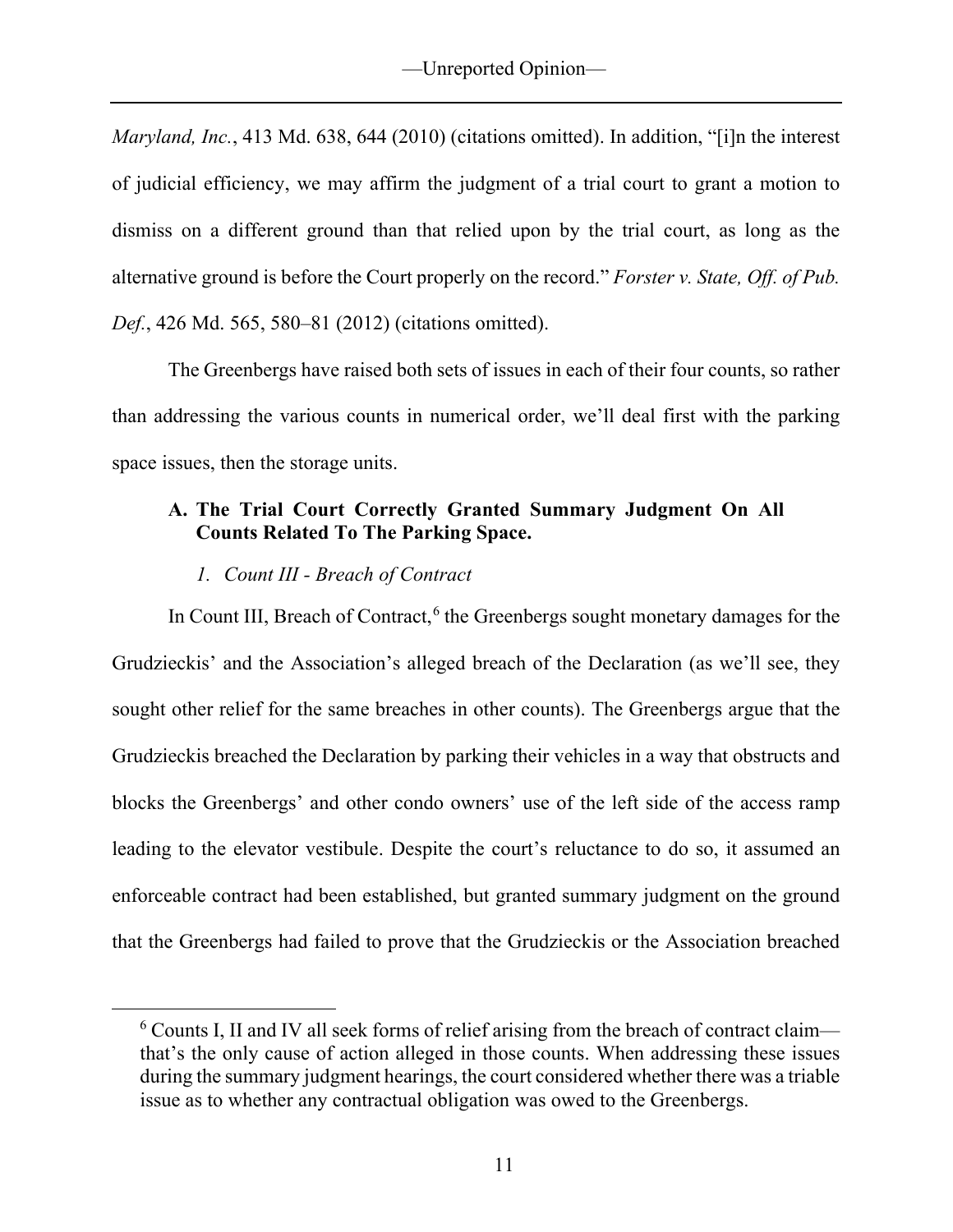*Maryland, Inc.*, 413 Md. 638, 644 (2010) (citations omitted). In addition, "[i]n the interest of judicial efficiency, we may affirm the judgment of a trial court to grant a motion to dismiss on a different ground than that relied upon by the trial court, as long as the alternative ground is before the Court properly on the record." *Forster v. State, Off. of Pub. Def.*, 426 Md. 565, 580–81 (2012) (citations omitted).

The Greenbergs have raised both sets of issues in each of their four counts, so rather than addressing the various counts in numerical order, we'll deal first with the parking space issues, then the storage units.

### A. The Trial Court Correctly Granted Summary Judgment On All Counts Related To The Parking Space.

#### *1. Count III - Breach of Contract*

In Count III, Breach of Contract,[6] the Greenbergs sought monetary damages for the Grudzieckis' and the Association's alleged breach of the Declaration (as we'll see, they sought other relief for the same breaches in other counts). The Greenbergs argue that the Grudzieckis breached the Declaration by parking their vehicles in a way that obstructs and blocks the Greenbergs' and other condo owners' use of the left side of the access ramp leading to the elevator vestibule. Despite the court's reluctance to do so, it assumed an enforceable contract had been established, but granted summary judgment on the ground that the Greenbergs had failed to prove that the Grudzieckis or the Association breached

[6] Counts I, II and IV all seek forms of relief arising from the breach of contract claim—that's the only cause of action alleged in those counts. When addressing these issues during the summary judgment hearings, the court considered whether there was a triable issue as to whether any contractual obligation was owed to the Greenbergs.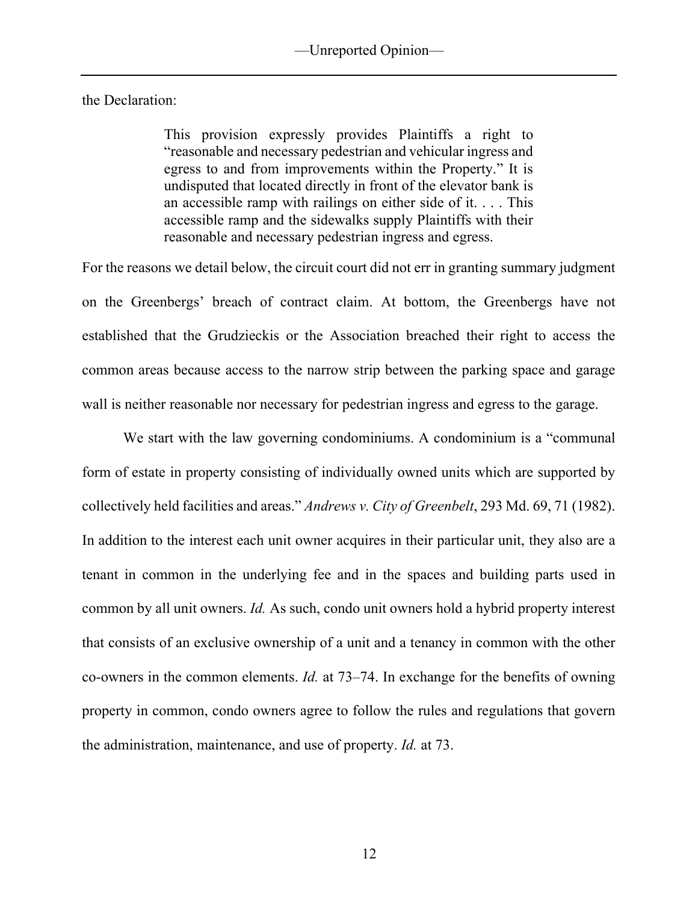the Declaration:

> This provision expressly provides Plaintiffs a right to "reasonable and necessary pedestrian and vehicular ingress and egress to and from improvements within the Property." It is undisputed that located directly in front of the elevator bank is an accessible ramp with railings on either side of it. . . . This accessible ramp and the sidewalks supply Plaintiffs with their reasonable and necessary pedestrian ingress and egress.

For the reasons we detail below, the circuit court did not err in granting summary judgment on the Greenbergs' breach of contract claim. At bottom, the Greenbergs have not established that the Grudzieckis or the Association breached their right to access the common areas because access to the narrow strip between the parking space and garage wall is neither reasonable nor necessary for pedestrian ingress and egress to the garage.

We start with the law governing condominiums. A condominium is a "communal form of estate in property consisting of individually owned units which are supported by collectively held facilities and areas." *Andrews v. City of Greenbelt*, 293 Md. 69, 71 (1982). In addition to the interest each unit owner acquires in their particular unit, they also are a tenant in common in the underlying fee and in the spaces and building parts used in common by all unit owners. *Id.* As such, condo unit owners hold a hybrid property interest that consists of an exclusive ownership of a unit and a tenancy in common with the other co-owners in the common elements. *Id.* at 73–74. In exchange for the benefits of owning property in common, condo owners agree to follow the rules and regulations that govern the administration, maintenance, and use of property. *Id.* at 73.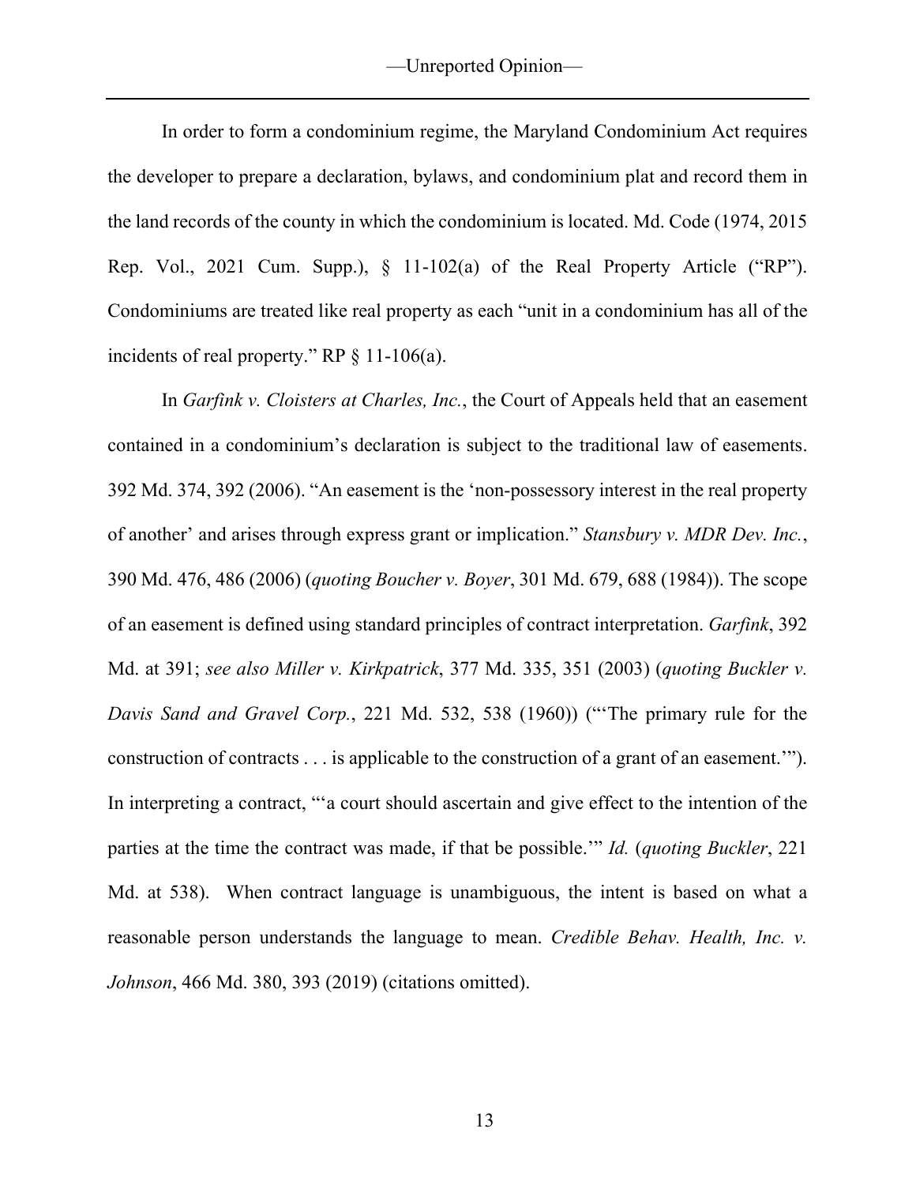In order to form a condominium regime, the Maryland Condominium Act requires the developer to prepare a declaration, bylaws, and condominium plat and record them in the land records of the county in which the condominium is located. Md. Code (1974, 2015 Rep. Vol., 2021 Cum. Supp.), § 11-102(a) of the Real Property Article ("RP"). Condominiums are treated like real property as each "unit in a condominium has all of the incidents of real property." RP § 11-106(a).

In *Garfink v. Cloisters at Charles, Inc.*, the Court of Appeals held that an easement contained in a condominium's declaration is subject to the traditional law of easements. 392 Md. 374, 392 (2006). "An easement is the 'non-possessory interest in the real property of another' and arises through express grant or implication." *Stansbury v. MDR Dev. Inc.*, 390 Md. 476, 486 (2006) (*quoting Boucher v. Boyer*, 301 Md. 679, 688 (1984)). The scope of an easement is defined using standard principles of contract interpretation. *Garfink*, 392 Md. at 391; *see also Miller v. Kirkpatrick*, 377 Md. 335, 351 (2003) (*quoting Buckler v. Davis Sand and Gravel Corp.*, 221 Md. 532, 538 (1960)) ("'The primary rule for the construction of contracts . . . is applicable to the construction of a grant of an easement.'"). In interpreting a contract, "'a court should ascertain and give effect to the intention of the parties at the time the contract was made, if that be possible.'" *Id.* (*quoting Buckler*, 221 Md. at 538). When contract language is unambiguous, the intent is based on what a reasonable person understands the language to mean. *Credible Behav. Health, Inc. v. Johnson*, 466 Md. 380, 393 (2019) (citations omitted).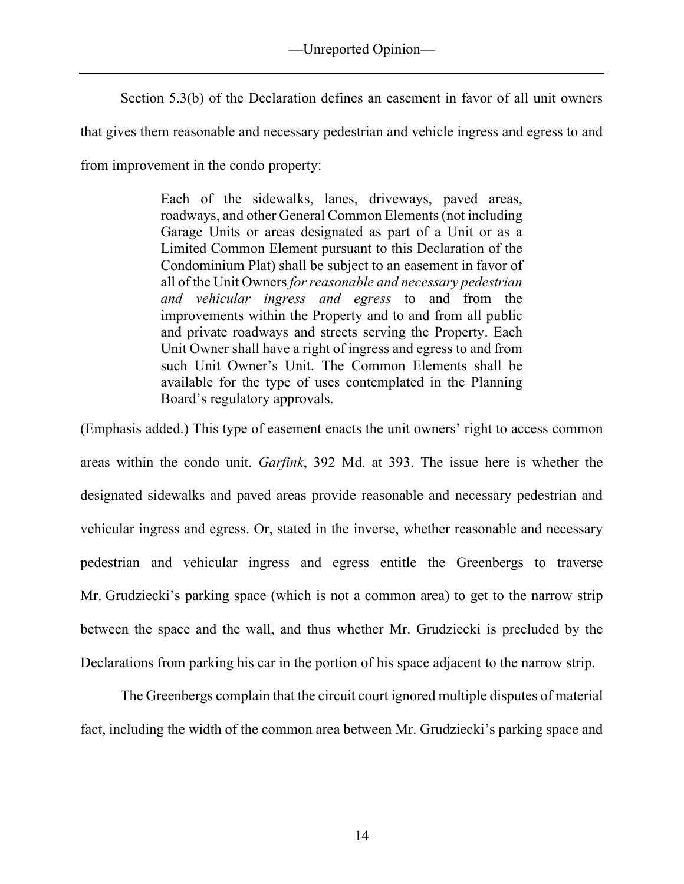Section 5.3(b) of the Declaration defines an easement in favor of all unit owners that gives them reasonable and necessary pedestrian and vehicle ingress and egress to and from improvement in the condo property:

> Each of the sidewalks, lanes, driveways, paved areas, roadways, and other General Common Elements (not including Garage Units or areas designated as part of a Unit or as a Limited Common Element pursuant to this Declaration of the Condominium Plat) shall be subject to an easement in favor of all of the Unit Owners *for reasonable and necessary pedestrian and vehicular ingress and egress* to and from the improvements within the Property and to and from all public and private roadways and streets serving the Property. Each Unit Owner shall have a right of ingress and egress to and from such Unit Owner's Unit. The Common Elements shall be available for the type of uses contemplated in the Planning Board's regulatory approvals.

(Emphasis added.) This type of easement enacts the unit owners' right to access common areas within the condo unit. *Garfink*, 392 Md. at 393. The issue here is whether the designated sidewalks and paved areas provide reasonable and necessary pedestrian and vehicular ingress and egress. Or, stated in the inverse, whether reasonable and necessary pedestrian and vehicular ingress and egress entitle the Greenbergs to traverse Mr. Grudziecki's parking space (which is not a common area) to get to the narrow strip between the space and the wall, and thus whether Mr. Grudziecki is precluded by the Declarations from parking his car in the portion of his space adjacent to the narrow strip.

The Greenbergs complain that the circuit court ignored multiple disputes of material fact, including the width of the common area between Mr. Grudziecki's parking space and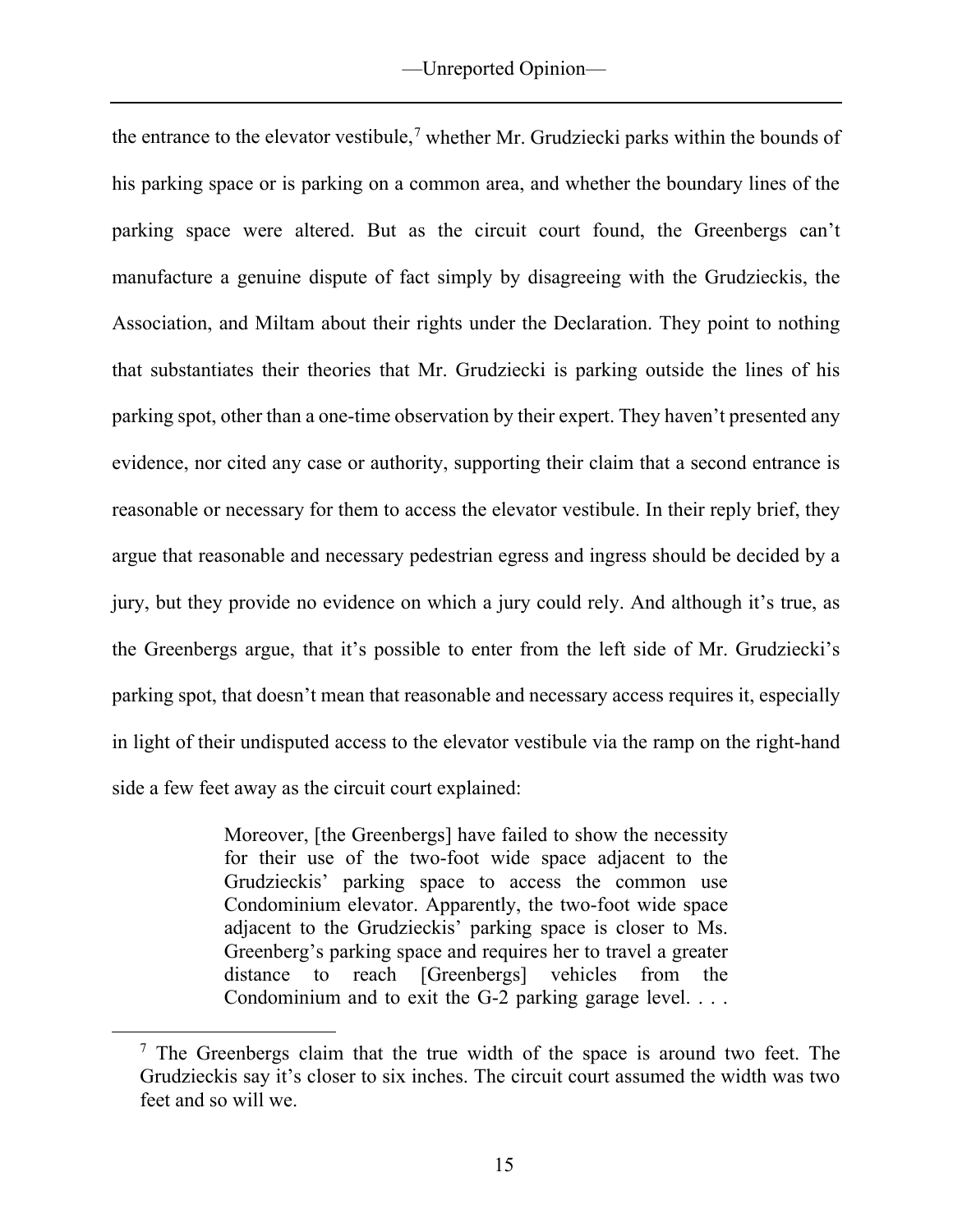the entrance to the elevator vestibule,[7] whether Mr. Grudziecki parks within the bounds of his parking space or is parking on a common area, and whether the boundary lines of the parking space were altered. But as the circuit court found, the Greenbergs can't manufacture a genuine dispute of fact simply by disagreeing with the Grudzieckis, the Association, and Miltam about their rights under the Declaration. They point to nothing that substantiates their theories that Mr. Grudziecki is parking outside the lines of his parking spot, other than a one-time observation by their expert. They haven't presented any evidence, nor cited any case or authority, supporting their claim that a second entrance is reasonable or necessary for them to access the elevator vestibule. In their reply brief, they argue that reasonable and necessary pedestrian egress and ingress should be decided by a jury, but they provide no evidence on which a jury could rely. And although it's true, as the Greenbergs argue, that it's possible to enter from the left side of Mr. Grudziecki's parking spot, that doesn't mean that reasonable and necessary access requires it, especially in light of their undisputed access to the elevator vestibule via the ramp on the right-hand side a few feet away as the circuit court explained:

> Moreover, [the Greenbergs] have failed to show the necessity for their use of the two-foot wide space adjacent to the Grudzieckis' parking space to access the common use Condominium elevator. Apparently, the two-foot wide space adjacent to the Grudzieckis' parking space is closer to Ms. Greenberg's parking space and requires her to travel a greater distance to reach [Greenbergs] vehicles from the Condominium and to exit the G-2 parking garage level. . . .

---

[7] The Greenbergs claim that the true width of the space is around two feet. The Grudzieckis say it's closer to six inches. The circuit court assumed the width was two feet and so will we.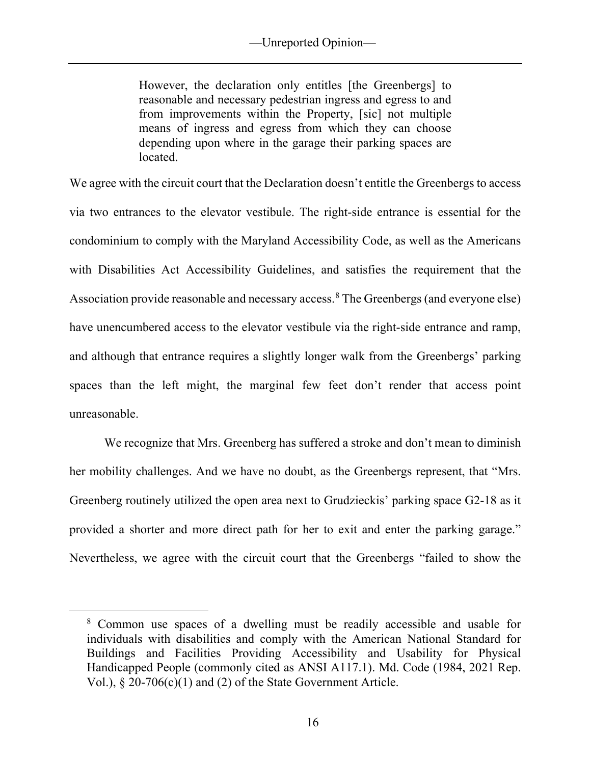> However, the declaration only entitles [the Greenbergs] to reasonable and necessary pedestrian ingress and egress to and from improvements within the Property, [sic] not multiple means of ingress and egress from which they can choose depending upon where in the garage their parking spaces are located.

We agree with the circuit court that the Declaration doesn't entitle the Greenbergs to access via two entrances to the elevator vestibule. The right-side entrance is essential for the condominium to comply with the Maryland Accessibility Code, as well as the Americans with Disabilities Act Accessibility Guidelines, and satisfies the requirement that the Association provide reasonable and necessary access.[8] The Greenbergs (and everyone else) have unencumbered access to the elevator vestibule via the right-side entrance and ramp, and although that entrance requires a slightly longer walk from the Greenbergs' parking spaces than the left might, the marginal few feet don't render that access point unreasonable.

We recognize that Mrs. Greenberg has suffered a stroke and don't mean to diminish her mobility challenges. And we have no doubt, as the Greenbergs represent, that "Mrs. Greenberg routinely utilized the open area next to Grudzieckis' parking space G2-18 as it provided a shorter and more direct path for her to exit and enter the parking garage." Nevertheless, we agree with the circuit court that the Greenbergs "failed to show the

---

[8] Common use spaces of a dwelling must be readily accessible and usable for individuals with disabilities and comply with the American National Standard for Buildings and Facilities Providing Accessibility and Usability for Physical Handicapped People (commonly cited as ANSI A117.1). Md. Code (1984, 2021 Rep. Vol.), § 20-706(c)(1) and (2) of the State Government Article.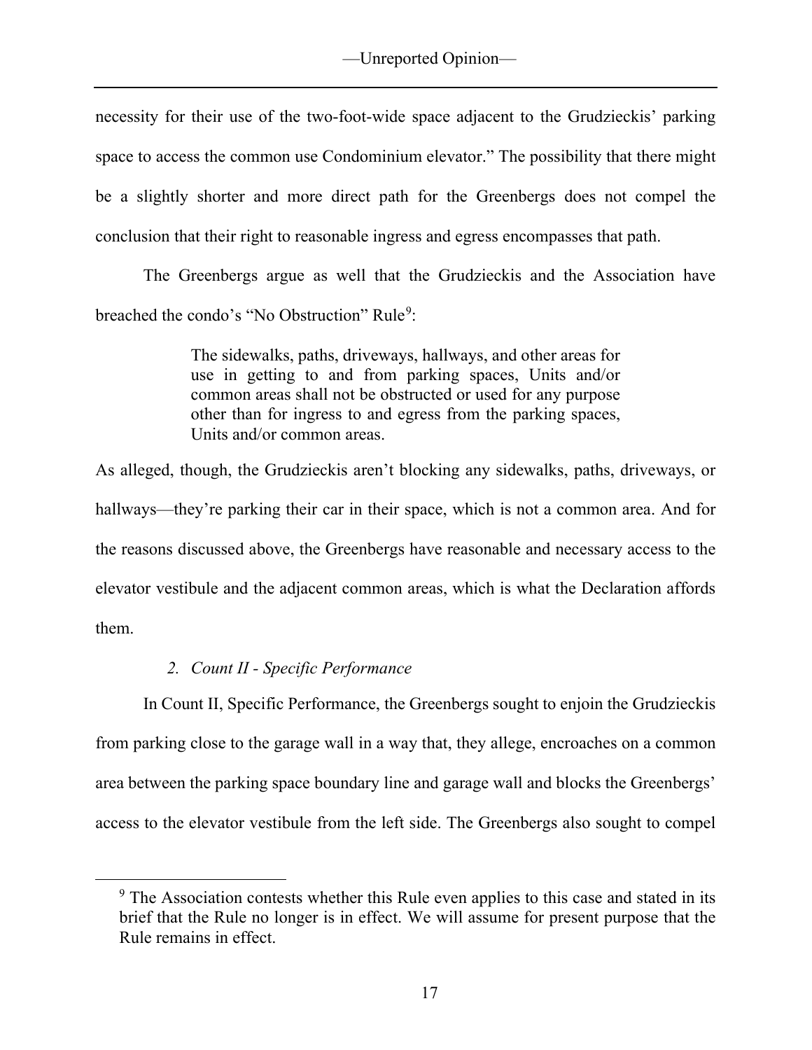necessity for their use of the two-foot-wide space adjacent to the Grudzieckis' parking space to access the common use Condominium elevator." The possibility that there might be a slightly shorter and more direct path for the Greenbergs does not compel the conclusion that their right to reasonable ingress and egress encompasses that path.

The Greenbergs argue as well that the Grudzieckis and the Association have breached the condo's "No Obstruction" Rule[9]:

> The sidewalks, paths, driveways, hallways, and other areas for use in getting to and from parking spaces, Units and/or common areas shall not be obstructed or used for any purpose other than for ingress to and egress from the parking spaces, Units and/or common areas.

As alleged, though, the Grudzieckis aren't blocking any sidewalks, paths, driveways, or hallways—they're parking their car in their space, which is not a common area. And for the reasons discussed above, the Greenbergs have reasonable and necessary access to the elevator vestibule and the adjacent common areas, which is what the Declaration affords them.

### *2. Count II - Specific Performance*

In Count II, Specific Performance, the Greenbergs sought to enjoin the Grudzieckis from parking close to the garage wall in a way that, they allege, encroaches on a common area between the parking space boundary line and garage wall and blocks the Greenbergs' access to the elevator vestibule from the left side. The Greenbergs also sought to compel

---

[9] The Association contests whether this Rule even applies to this case and stated in its brief that the Rule no longer is in effect. We will assume for present purpose that the Rule remains in effect.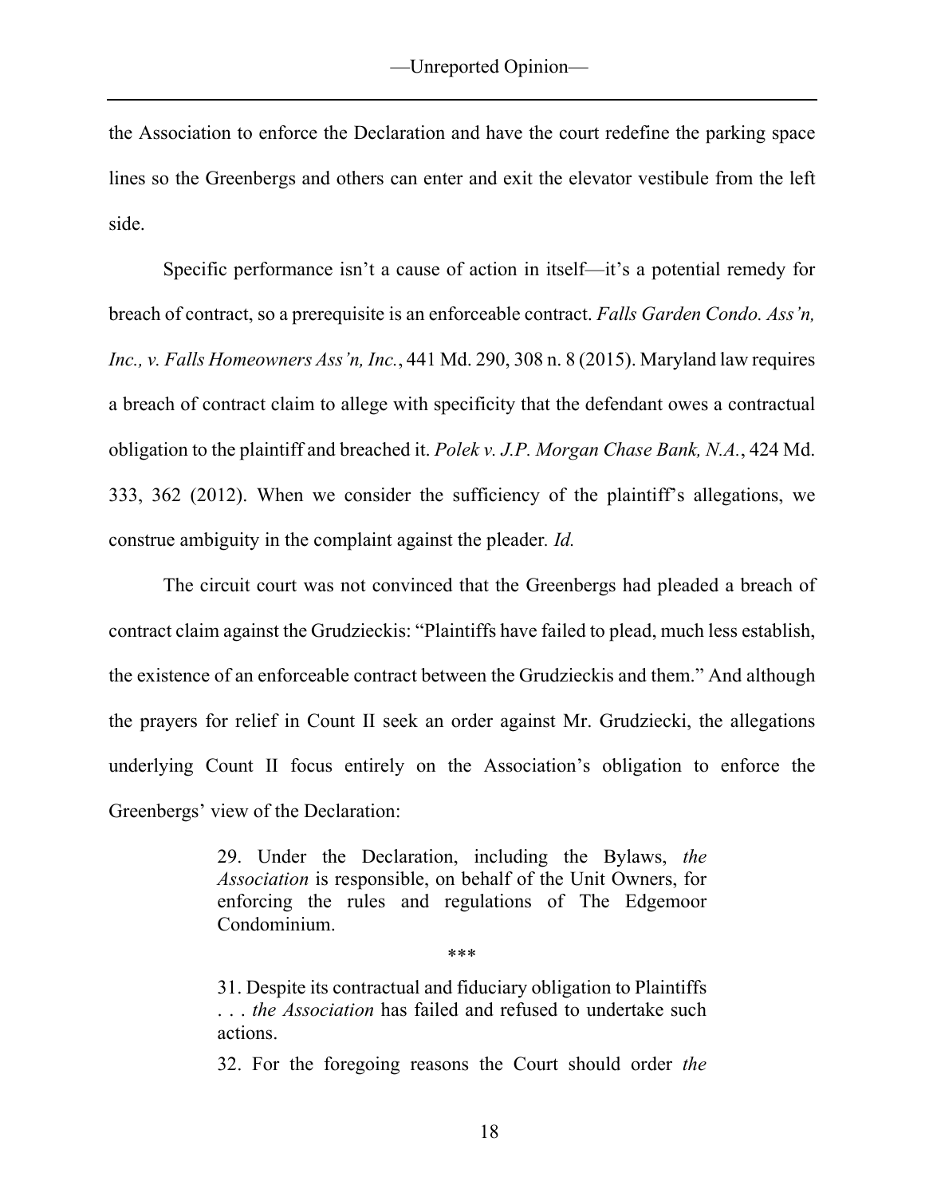the Association to enforce the Declaration and have the court redefine the parking space lines so the Greenbergs and others can enter and exit the elevator vestibule from the left side.

Specific performance isn't a cause of action in itself—it's a potential remedy for breach of contract, so a prerequisite is an enforceable contract. *Falls Garden Condo. Ass'n, Inc., v. Falls Homeowners Ass'n, Inc.*, 441 Md. 290, 308 n. 8 (2015). Maryland law requires a breach of contract claim to allege with specificity that the defendant owes a contractual obligation to the plaintiff and breached it. *Polek v. J.P. Morgan Chase Bank, N.A.*, 424 Md. 333, 362 (2012). When we consider the sufficiency of the plaintiff's allegations, we construe ambiguity in the complaint against the pleader. *Id.*

The circuit court was not convinced that the Greenbergs had pleaded a breach of contract claim against the Grudzieckis: "Plaintiffs have failed to plead, much less establish, the existence of an enforceable contract between the Grudzieckis and them." And although the prayers for relief in Count II seek an order against Mr. Grudziecki, the allegations underlying Count II focus entirely on the Association's obligation to enforce the Greenbergs' view of the Declaration:

> 29. Under the Declaration, including the Bylaws, *the Association* is responsible, on behalf of the Unit Owners, for enforcing the rules and regulations of The Edgemoor Condominium.
>
> \*\*\*
>
> 31. Despite its contractual and fiduciary obligation to Plaintiffs . . . *the Association* has failed and refused to undertake such actions.
>
> 32. For the foregoing reasons the Court should order *the*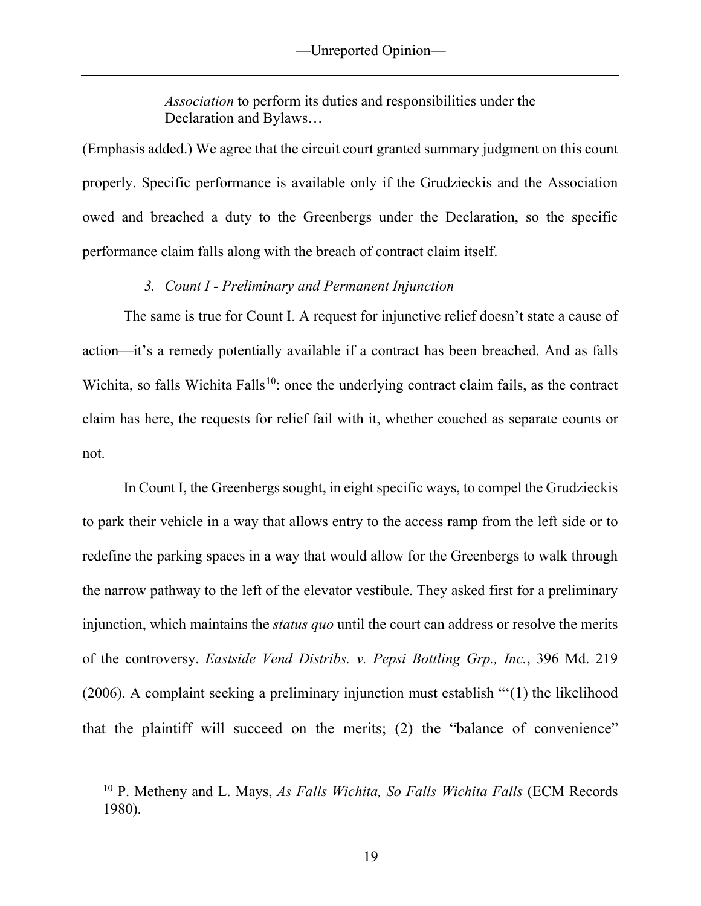*Association* to perform its duties and responsibilities under the Declaration and Bylaws…

(Emphasis added.) We agree that the circuit court granted summary judgment on this count properly. Specific performance is available only if the Grudzieckis and the Association owed and breached a duty to the Greenbergs under the Declaration, so the specific performance claim falls along with the breach of contract claim itself.

*3. Count I - Preliminary and Permanent Injunction*

The same is true for Count I. A request for injunctive relief doesn't state a cause of action—it's a remedy potentially available if a contract has been breached. And as falls Wichita, so falls Wichita Falls[10]: once the underlying contract claim fails, as the contract claim has here, the requests for relief fail with it, whether couched as separate counts or not.

In Count I, the Greenbergs sought, in eight specific ways, to compel the Grudzieckis to park their vehicle in a way that allows entry to the access ramp from the left side or to redefine the parking spaces in a way that would allow for the Greenbergs to walk through the narrow pathway to the left of the elevator vestibule. They asked first for a preliminary injunction, which maintains the *status quo* until the court can address or resolve the merits of the controversy. *Eastside Vend Distribs. v. Pepsi Bottling Grp., Inc.*, 396 Md. 219 (2006). A complaint seeking a preliminary injunction must establish "'(1) the likelihood that the plaintiff will succeed on the merits; (2) the "balance of convenience"

---

[10] P. Metheny and L. Mays, *As Falls Wichita, So Falls Wichita Falls* (ECM Records 1980).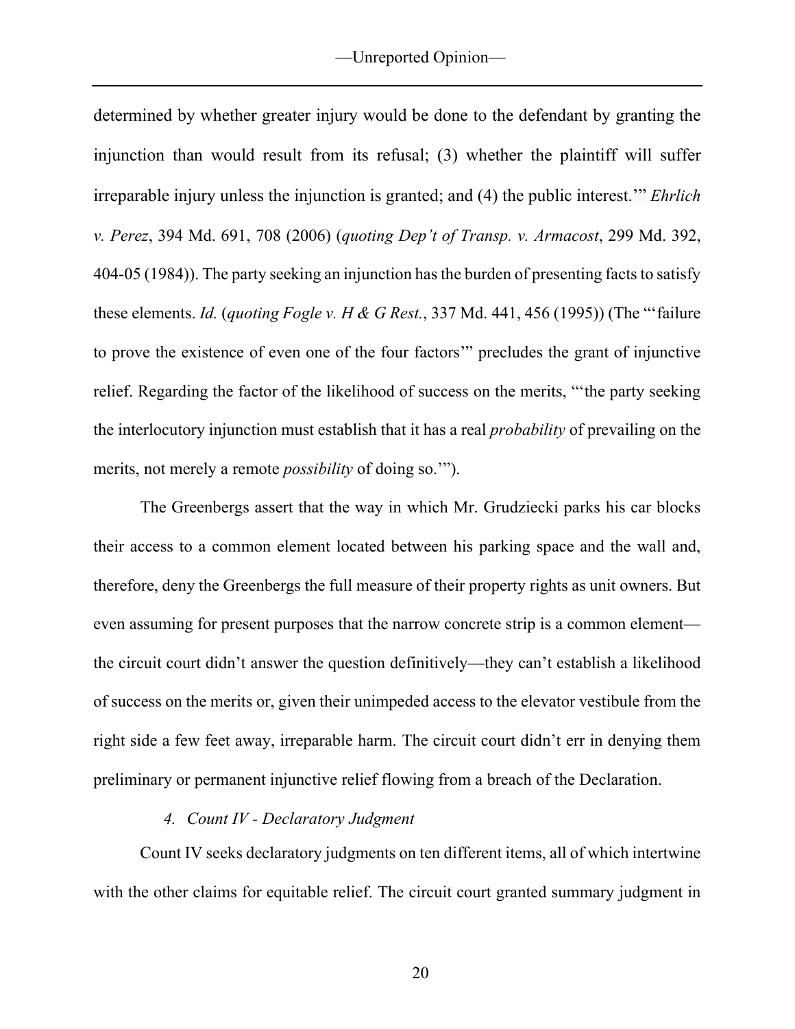determined by whether greater injury would be done to the defendant by granting the injunction than would result from its refusal; (3) whether the plaintiff will suffer irreparable injury unless the injunction is granted; and (4) the public interest.'" *Ehrlich v. Perez*, 394 Md. 691, 708 (2006) (*quoting Dep't of Transp. v. Armacost*, 299 Md. 392, 404-05 (1984)). The party seeking an injunction has the burden of presenting facts to satisfy these elements. *Id.* (*quoting Fogle v. H & G Rest.*, 337 Md. 441, 456 (1995)) (The "'failure to prove the existence of even one of the four factors'" precludes the grant of injunctive relief. Regarding the factor of the likelihood of success on the merits, "'the party seeking the interlocutory injunction must establish that it has a real *probability* of prevailing on the merits, not merely a remote *possibility* of doing so.'").

The Greenbergs assert that the way in which Mr. Grudziecki parks his car blocks their access to a common element located between his parking space and the wall and, therefore, deny the Greenbergs the full measure of their property rights as unit owners. But even assuming for present purposes that the narrow concrete strip is a common element—the circuit court didn't answer the question definitively—they can't establish a likelihood of success on the merits or, given their unimpeded access to the elevator vestibule from the right side a few feet away, irreparable harm. The circuit court didn't err in denying them preliminary or permanent injunctive relief flowing from a breach of the Declaration.

*4. Count IV - Declaratory Judgment*

Count IV seeks declaratory judgments on ten different items, all of which intertwine with the other claims for equitable relief. The circuit court granted summary judgment in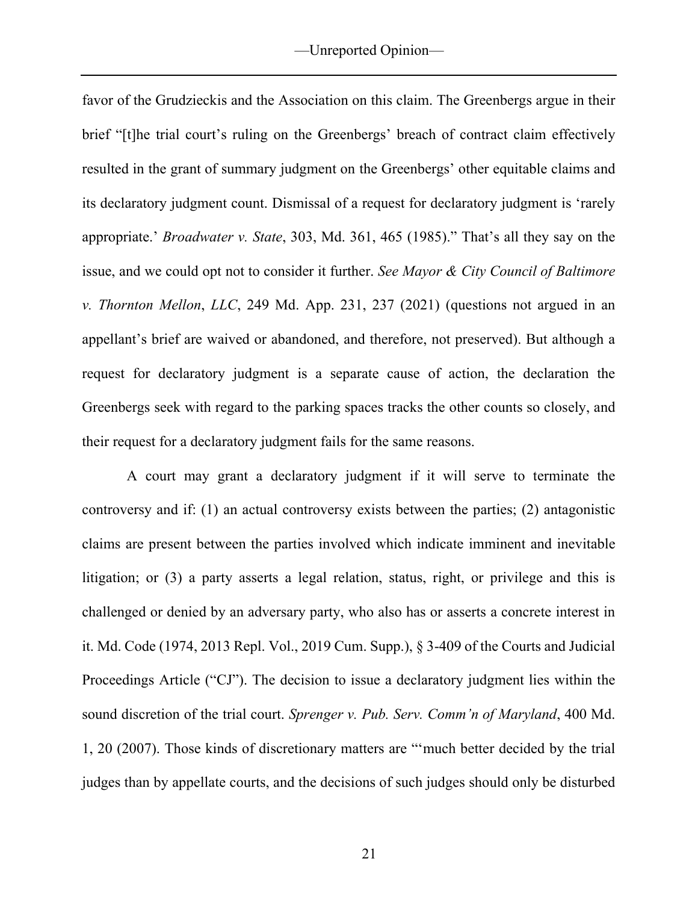favor of the Grudzieckis and the Association on this claim. The Greenbergs argue in their brief "[t]he trial court's ruling on the Greenbergs' breach of contract claim effectively resulted in the grant of summary judgment on the Greenbergs' other equitable claims and its declaratory judgment count. Dismissal of a request for declaratory judgment is 'rarely appropriate.' *Broadwater v. State*, 303, Md. 361, 465 (1985)." That's all they say on the issue, and we could opt not to consider it further. *See Mayor & City Council of Baltimore v. Thornton Mellon*, *LLC*, 249 Md. App. 231, 237 (2021) (questions not argued in an appellant's brief are waived or abandoned, and therefore, not preserved). But although a request for declaratory judgment is a separate cause of action, the declaration the Greenbergs seek with regard to the parking spaces tracks the other counts so closely, and their request for a declaratory judgment fails for the same reasons.

A court may grant a declaratory judgment if it will serve to terminate the controversy and if: (1) an actual controversy exists between the parties; (2) antagonistic claims are present between the parties involved which indicate imminent and inevitable litigation; or (3) a party asserts a legal relation, status, right, or privilege and this is challenged or denied by an adversary party, who also has or asserts a concrete interest in it. Md. Code (1974, 2013 Repl. Vol., 2019 Cum. Supp.), § 3-409 of the Courts and Judicial Proceedings Article ("CJ"). The decision to issue a declaratory judgment lies within the sound discretion of the trial court. *Sprenger v. Pub. Serv. Comm'n of Maryland*, 400 Md. 1, 20 (2007). Those kinds of discretionary matters are "'much better decided by the trial judges than by appellate courts, and the decisions of such judges should only be disturbed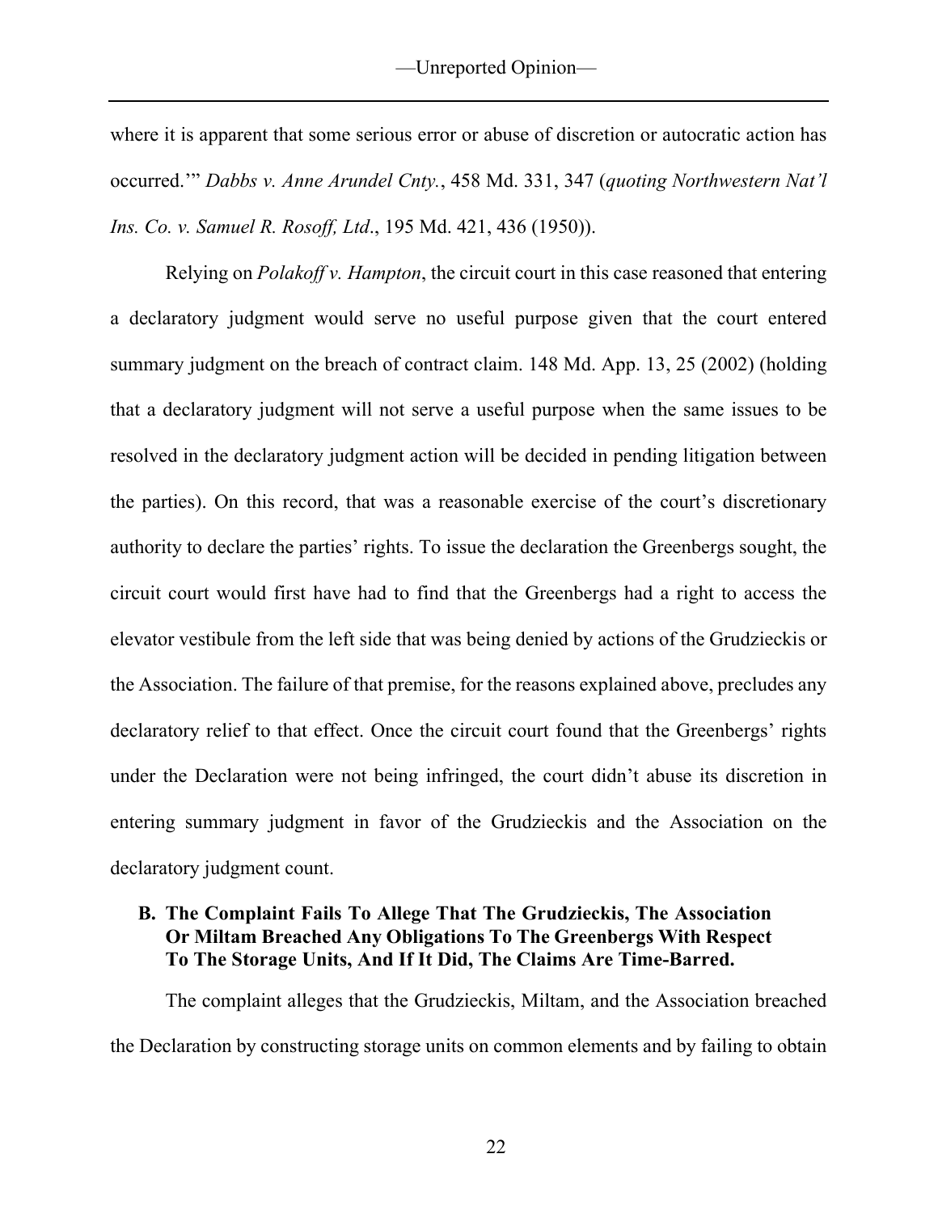where it is apparent that some serious error or abuse of discretion or autocratic action has occurred.'" *Dabbs v. Anne Arundel Cnty.*, 458 Md. 331, 347 (*quoting Northwestern Nat'l Ins. Co. v. Samuel R. Rosoff, Ltd*., 195 Md. 421, 436 (1950)).

Relying on *Polakoff v. Hampton*, the circuit court in this case reasoned that entering a declaratory judgment would serve no useful purpose given that the court entered summary judgment on the breach of contract claim. 148 Md. App. 13, 25 (2002) (holding that a declaratory judgment will not serve a useful purpose when the same issues to be resolved in the declaratory judgment action will be decided in pending litigation between the parties). On this record, that was a reasonable exercise of the court's discretionary authority to declare the parties' rights. To issue the declaration the Greenbergs sought, the circuit court would first have had to find that the Greenbergs had a right to access the elevator vestibule from the left side that was being denied by actions of the Grudzieckis or the Association. The failure of that premise, for the reasons explained above, precludes any declaratory relief to that effect. Once the circuit court found that the Greenbergs' rights under the Declaration were not being infringed, the court didn't abuse its discretion in entering summary judgment in favor of the Grudzieckis and the Association on the declaratory judgment count.

### B. The Complaint Fails To Allege That The Grudzieckis, The Association Or Miltam Breached Any Obligations To The Greenbergs With Respect To The Storage Units, And If It Did, The Claims Are Time-Barred.

The complaint alleges that the Grudzieckis, Miltam, and the Association breached the Declaration by constructing storage units on common elements and by failing to obtain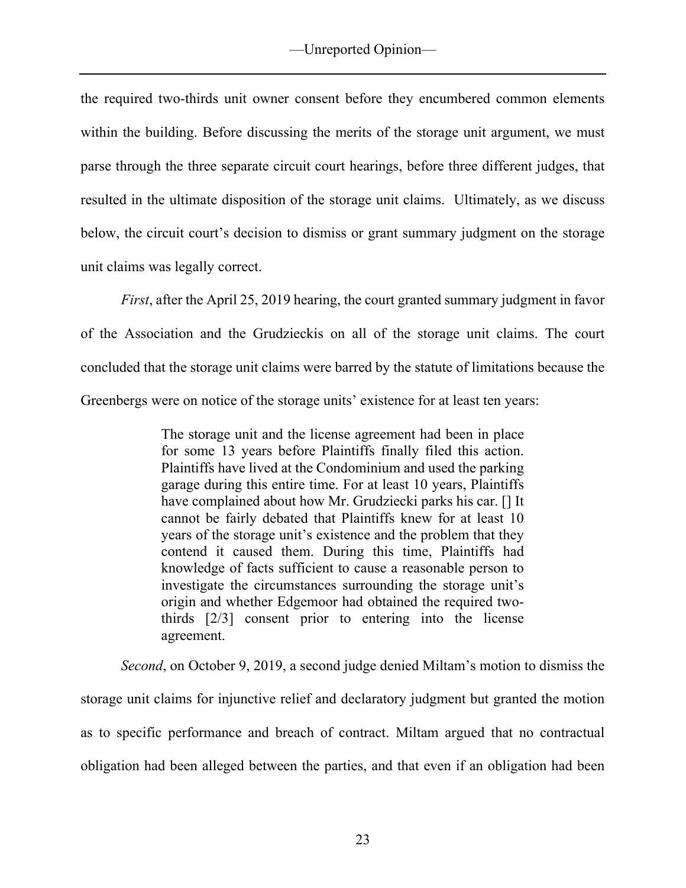the required two-thirds unit owner consent before they encumbered common elements within the building. Before discussing the merits of the storage unit argument, we must parse through the three separate circuit court hearings, before three different judges, that resulted in the ultimate disposition of the storage unit claims. Ultimately, as we discuss below, the circuit court's decision to dismiss or grant summary judgment on the storage unit claims was legally correct.

*First*, after the April 25, 2019 hearing, the court granted summary judgment in favor of the Association and the Grudzieckis on all of the storage unit claims. The court concluded that the storage unit claims were barred by the statute of limitations because the Greenbergs were on notice of the storage units' existence for at least ten years:

> The storage unit and the license agreement had been in place for some 13 years before Plaintiffs finally filed this action. Plaintiffs have lived at the Condominium and used the parking garage during this entire time. For at least 10 years, Plaintiffs have complained about how Mr. Grudziecki parks his car. [] It cannot be fairly debated that Plaintiffs knew for at least 10 years of the storage unit's existence and the problem that they contend it caused them. During this time, Plaintiffs had knowledge of facts sufficient to cause a reasonable person to investigate the circumstances surrounding the storage unit's origin and whether Edgemoor had obtained the required two-thirds [2/3] consent prior to entering into the license agreement.

*Second*, on October 9, 2019, a second judge denied Miltam's motion to dismiss the storage unit claims for injunctive relief and declaratory judgment but granted the motion as to specific performance and breach of contract. Miltam argued that no contractual obligation had been alleged between the parties, and that even if an obligation had been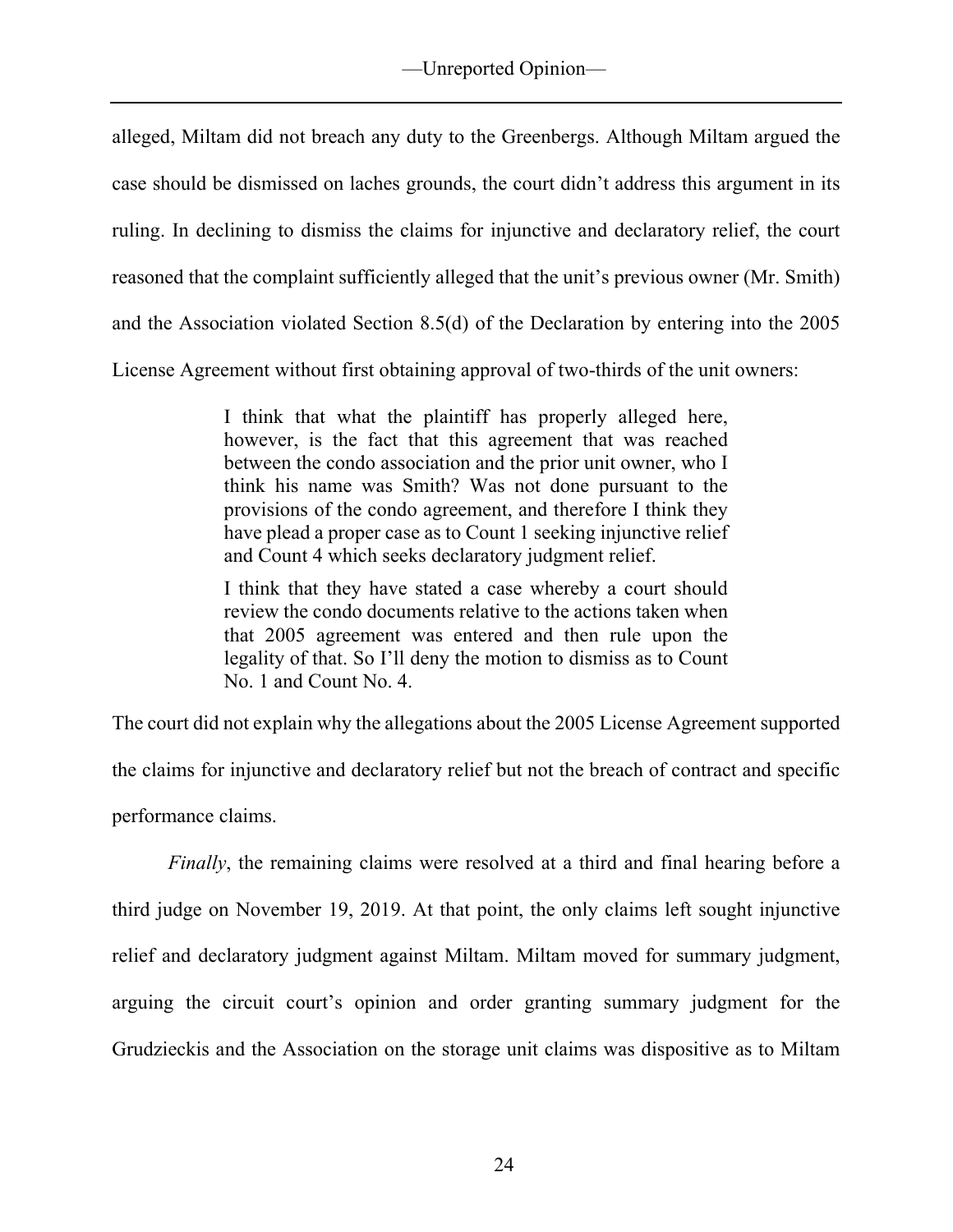alleged, Miltam did not breach any duty to the Greenbergs. Although Miltam argued the case should be dismissed on laches grounds, the court didn't address this argument in its ruling. In declining to dismiss the claims for injunctive and declaratory relief, the court reasoned that the complaint sufficiently alleged that the unit's previous owner (Mr. Smith) and the Association violated Section 8.5(d) of the Declaration by entering into the 2005 License Agreement without first obtaining approval of two-thirds of the unit owners:

> I think that what the plaintiff has properly alleged here, however, is the fact that this agreement that was reached between the condo association and the prior unit owner, who I think his name was Smith? Was not done pursuant to the provisions of the condo agreement, and therefore I think they have plead a proper case as to Count 1 seeking injunctive relief and Count 4 which seeks declaratory judgment relief.
>
> I think that they have stated a case whereby a court should review the condo documents relative to the actions taken when that 2005 agreement was entered and then rule upon the legality of that. So I'll deny the motion to dismiss as to Count No. 1 and Count No. 4.

The court did not explain why the allegations about the 2005 License Agreement supported the claims for injunctive and declaratory relief but not the breach of contract and specific performance claims.

*Finally*, the remaining claims were resolved at a third and final hearing before a third judge on November 19, 2019. At that point, the only claims left sought injunctive relief and declaratory judgment against Miltam. Miltam moved for summary judgment, arguing the circuit court's opinion and order granting summary judgment for the Grudzieckis and the Association on the storage unit claims was dispositive as to Miltam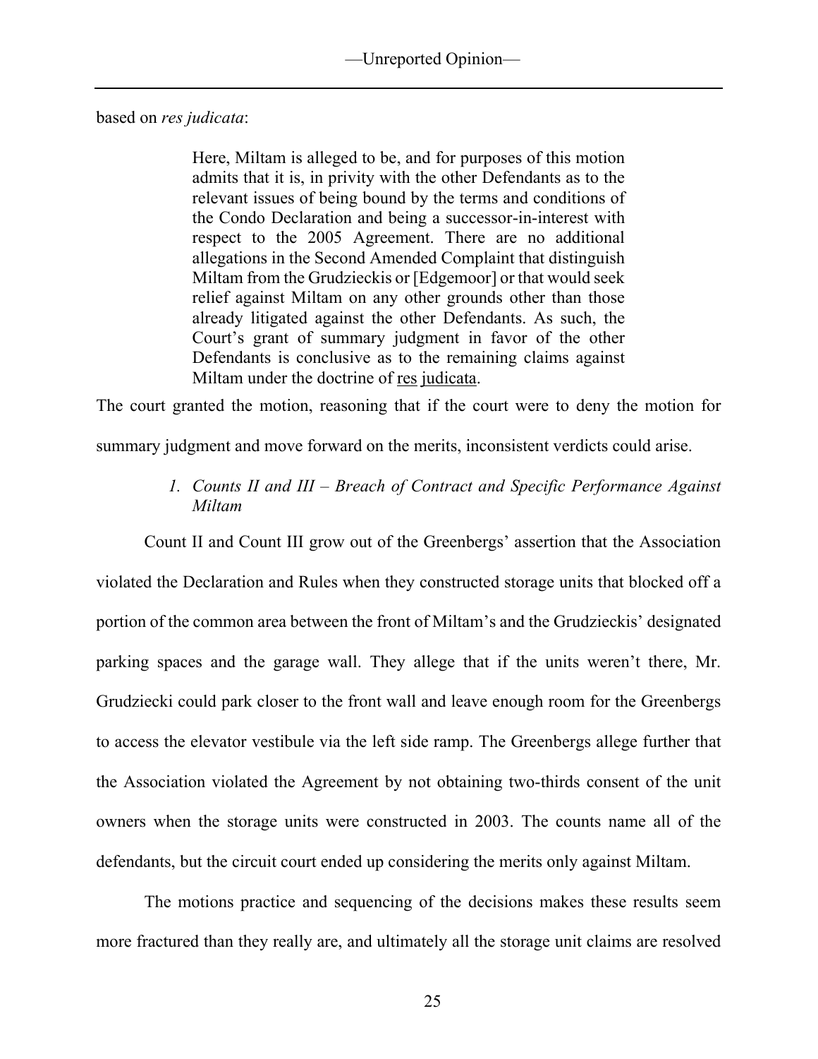based on *res judicata*:

> Here, Miltam is alleged to be, and for purposes of this motion admits that it is, in privity with the other Defendants as to the relevant issues of being bound by the terms and conditions of the Condo Declaration and being a successor-in-interest with respect to the 2005 Agreement. There are no additional allegations in the Second Amended Complaint that distinguish Miltam from the Grudzieckis or [Edgemoor] or that would seek relief against Miltam on any other grounds other than those already litigated against the other Defendants. As such, the Court's grant of summary judgment in favor of the other Defendants is conclusive as to the remaining claims against Miltam under the doctrine of res judicata.

The court granted the motion, reasoning that if the court were to deny the motion for summary judgment and move forward on the merits, inconsistent verdicts could arise.

*1. Counts II and III – Breach of Contract and Specific Performance Against Miltam*

Count II and Count III grow out of the Greenbergs' assertion that the Association violated the Declaration and Rules when they constructed storage units that blocked off a portion of the common area between the front of Miltam's and the Grudzieckis' designated parking spaces and the garage wall. They allege that if the units weren't there, Mr. Grudziecki could park closer to the front wall and leave enough room for the Greenbergs to access the elevator vestibule via the left side ramp. The Greenbergs allege further that the Association violated the Agreement by not obtaining two-thirds consent of the unit owners when the storage units were constructed in 2003. The counts name all of the defendants, but the circuit court ended up considering the merits only against Miltam.

The motions practice and sequencing of the decisions makes these results seem more fractured than they really are, and ultimately all the storage unit claims are resolved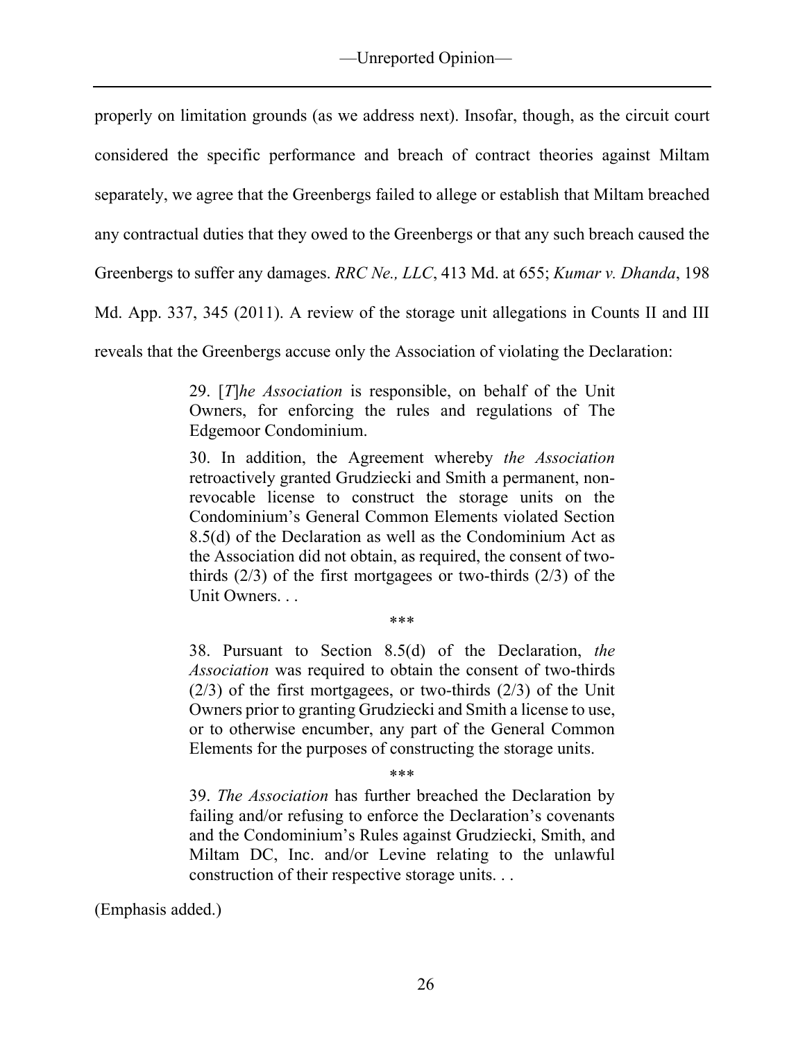properly on limitation grounds (as we address next). Insofar, though, as the circuit court considered the specific performance and breach of contract theories against Miltam separately, we agree that the Greenbergs failed to allege or establish that Miltam breached any contractual duties that they owed to the Greenbergs or that any such breach caused the Greenbergs to suffer any damages. *RRC Ne., LLC*, 413 Md. at 655; *Kumar v. Dhanda*, 198 Md. App. 337, 345 (2011). A review of the storage unit allegations in Counts II and III reveals that the Greenbergs accuse only the Association of violating the Declaration:

> 29. [*T*]*he Association* is responsible, on behalf of the Unit Owners, for enforcing the rules and regulations of The Edgemoor Condominium.
>
> 30. In addition, the Agreement whereby *the Association* retroactively granted Grudziecki and Smith a permanent, non-revocable license to construct the storage units on the Condominium's General Common Elements violated Section 8.5(d) of the Declaration as well as the Condominium Act as the Association did not obtain, as required, the consent of two-thirds (2/3) of the first mortgagees or two-thirds (2/3) of the Unit Owners. . .
>
> \*\*\*
>
> 38. Pursuant to Section 8.5(d) of the Declaration, *the Association* was required to obtain the consent of two-thirds (2/3) of the first mortgagees, or two-thirds (2/3) of the Unit Owners prior to granting Grudziecki and Smith a license to use, or to otherwise encumber, any part of the General Common Elements for the purposes of constructing the storage units.
>
> \*\*\*
>
> 39. *The Association* has further breached the Declaration by failing and/or refusing to enforce the Declaration's covenants and the Condominium's Rules against Grudziecki, Smith, and Miltam DC, Inc. and/or Levine relating to the unlawful construction of their respective storage units. . .

(Emphasis added.)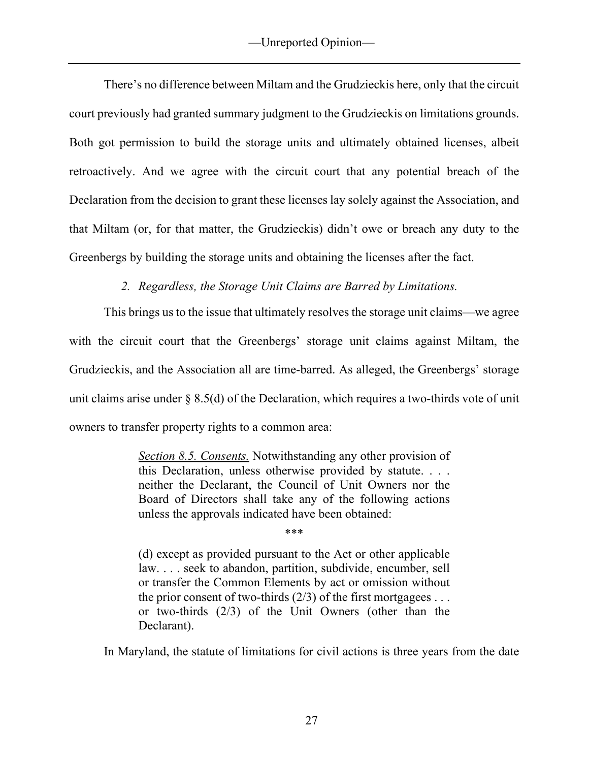There's no difference between Miltam and the Grudzieckis here, only that the circuit court previously had granted summary judgment to the Grudzieckis on limitations grounds. Both got permission to build the storage units and ultimately obtained licenses, albeit retroactively. And we agree with the circuit court that any potential breach of the Declaration from the decision to grant these licenses lay solely against the Association, and that Miltam (or, for that matter, the Grudzieckis) didn't owe or breach any duty to the Greenbergs by building the storage units and obtaining the licenses after the fact.

*2. Regardless, the Storage Unit Claims are Barred by Limitations.*

This brings us to the issue that ultimately resolves the storage unit claims—we agree with the circuit court that the Greenbergs' storage unit claims against Miltam, the Grudzieckis, and the Association all are time-barred. As alleged, the Greenbergs' storage unit claims arise under § 8.5(d) of the Declaration, which requires a two-thirds vote of unit owners to transfer property rights to a common area:

> *Section 8.5. Consents.* Notwithstanding any other provision of this Declaration, unless otherwise provided by statute. . . . neither the Declarant, the Council of Unit Owners nor the Board of Directors shall take any of the following actions unless the approvals indicated have been obtained:
>
> \*\*\*
>
> (d) except as provided pursuant to the Act or other applicable law. . . . seek to abandon, partition, subdivide, encumber, sell or transfer the Common Elements by act or omission without the prior consent of two-thirds (2/3) of the first mortgagees . . . or two-thirds (2/3) of the Unit Owners (other than the Declarant).

In Maryland, the statute of limitations for civil actions is three years from the date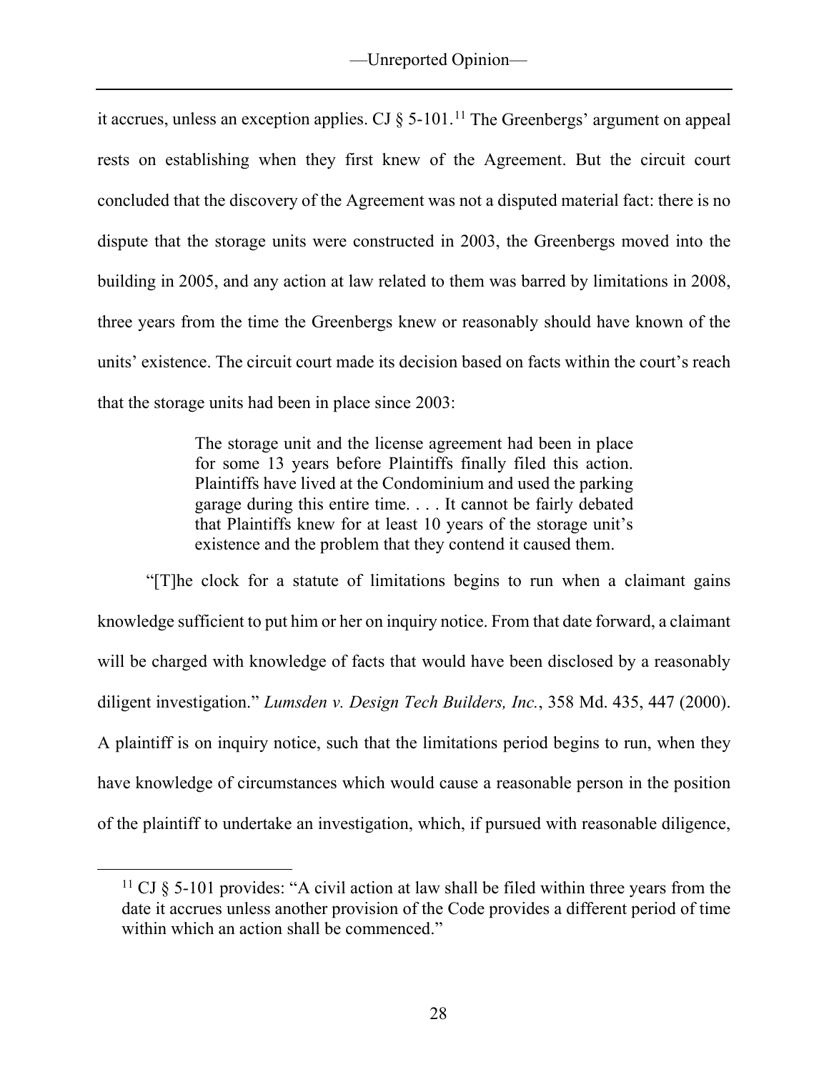it accrues, unless an exception applies. CJ § 5-101.[11] The Greenbergs' argument on appeal rests on establishing when they first knew of the Agreement. But the circuit court concluded that the discovery of the Agreement was not a disputed material fact: there is no dispute that the storage units were constructed in 2003, the Greenbergs moved into the building in 2005, and any action at law related to them was barred by limitations in 2008, three years from the time the Greenbergs knew or reasonably should have known of the units' existence. The circuit court made its decision based on facts within the court's reach that the storage units had been in place since 2003:

> The storage unit and the license agreement had been in place for some 13 years before Plaintiffs finally filed this action. Plaintiffs have lived at the Condominium and used the parking garage during this entire time. . . . It cannot be fairly debated that Plaintiffs knew for at least 10 years of the storage unit's existence and the problem that they contend it caused them.

"[T]he clock for a statute of limitations begins to run when a claimant gains knowledge sufficient to put him or her on inquiry notice. From that date forward, a claimant will be charged with knowledge of facts that would have been disclosed by a reasonably diligent investigation." *Lumsden v. Design Tech Builders, Inc.*, 358 Md. 435, 447 (2000). A plaintiff is on inquiry notice, such that the limitations period begins to run, when they have knowledge of circumstances which would cause a reasonable person in the position of the plaintiff to undertake an investigation, which, if pursued with reasonable diligence,

---

[11] CJ § 5-101 provides: "A civil action at law shall be filed within three years from the date it accrues unless another provision of the Code provides a different period of time within which an action shall be commenced."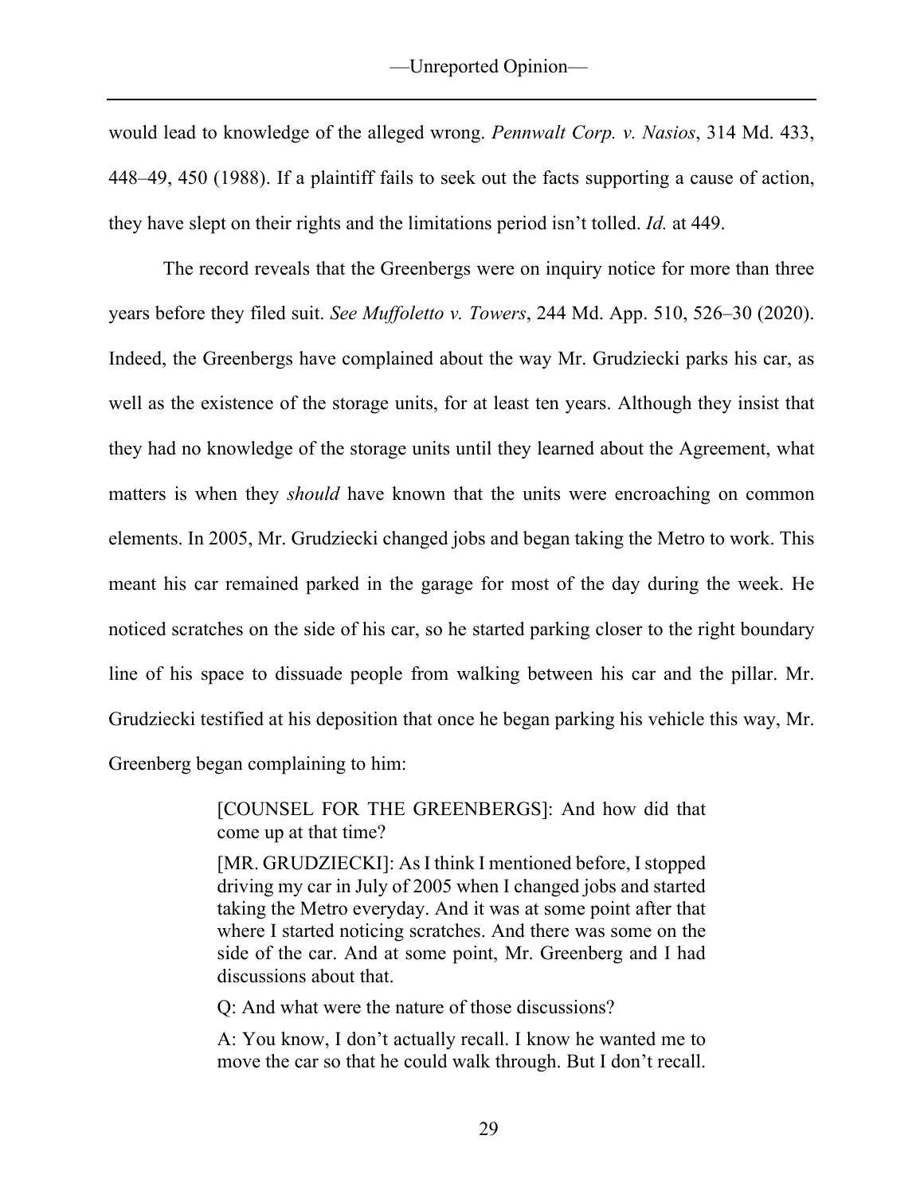would lead to knowledge of the alleged wrong. *Pennwalt Corp. v. Nasios*, 314 Md. 433, 448–49, 450 (1988). If a plaintiff fails to seek out the facts supporting a cause of action, they have slept on their rights and the limitations period isn't tolled. *Id.* at 449.

The record reveals that the Greenbergs were on inquiry notice for more than three years before they filed suit. *See Muffoletto v. Towers*, 244 Md. App. 510, 526–30 (2020). Indeed, the Greenbergs have complained about the way Mr. Grudziecki parks his car, as well as the existence of the storage units, for at least ten years. Although they insist that they had no knowledge of the storage units until they learned about the Agreement, what matters is when they *should* have known that the units were encroaching on common elements. In 2005, Mr. Grudziecki changed jobs and began taking the Metro to work. This meant his car remained parked in the garage for most of the day during the week. He noticed scratches on the side of his car, so he started parking closer to the right boundary line of his space to dissuade people from walking between his car and the pillar. Mr. Grudziecki testified at his deposition that once he began parking his vehicle this way, Mr. Greenberg began complaining to him:

> [COUNSEL FOR THE GREENBERGS]: And how did that come up at that time?
>
> [MR. GRUDZIECKI]: As I think I mentioned before, I stopped driving my car in July of 2005 when I changed jobs and started taking the Metro everyday. And it was at some point after that where I started noticing scratches. And there was some on the side of the car. And at some point, Mr. Greenberg and I had discussions about that.
>
> Q: And what were the nature of those discussions?
>
> A: You know, I don't actually recall. I know he wanted me to move the car so that he could walk through. But I don't recall.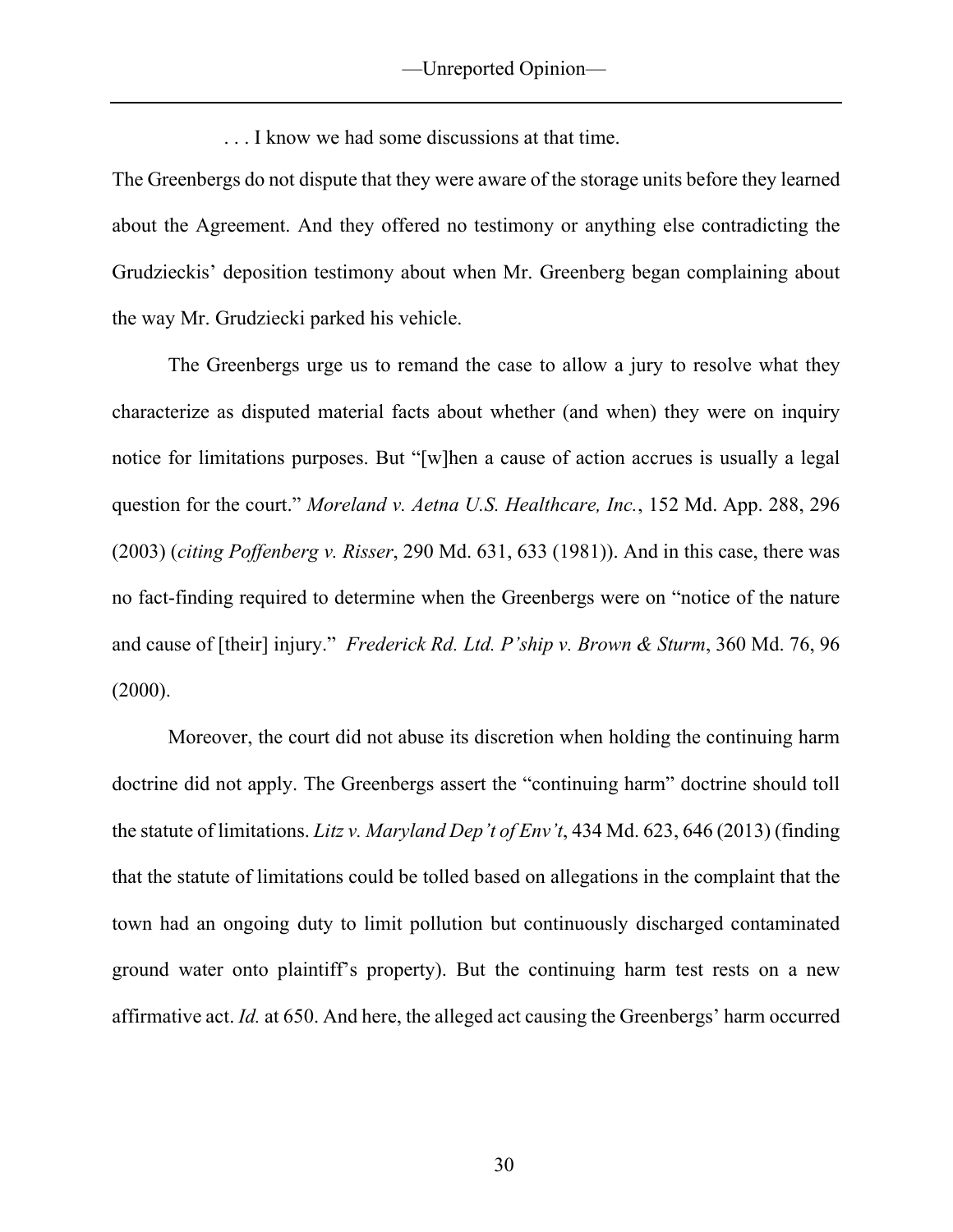. . . I know we had some discussions at that time.

The Greenbergs do not dispute that they were aware of the storage units before they learned about the Agreement. And they offered no testimony or anything else contradicting the Grudzieckis' deposition testimony about when Mr. Greenberg began complaining about the way Mr. Grudziecki parked his vehicle.

The Greenbergs urge us to remand the case to allow a jury to resolve what they characterize as disputed material facts about whether (and when) they were on inquiry notice for limitations purposes. But "[w]hen a cause of action accrues is usually a legal question for the court." *Moreland v. Aetna U.S. Healthcare, Inc.*, 152 Md. App. 288, 296 (2003) (*citing Poffenberg v. Risser*, 290 Md. 631, 633 (1981)). And in this case, there was no fact-finding required to determine when the Greenbergs were on "notice of the nature and cause of [their] injury." *Frederick Rd. Ltd. P'ship v. Brown & Sturm*, 360 Md. 76, 96 (2000).

Moreover, the court did not abuse its discretion when holding the continuing harm doctrine did not apply. The Greenbergs assert the "continuing harm" doctrine should toll the statute of limitations. *Litz v. Maryland Dep't of Env't*, 434 Md. 623, 646 (2013) (finding that the statute of limitations could be tolled based on allegations in the complaint that the town had an ongoing duty to limit pollution but continuously discharged contaminated ground water onto plaintiff's property). But the continuing harm test rests on a new affirmative act. *Id.* at 650. And here, the alleged act causing the Greenbergs' harm occurred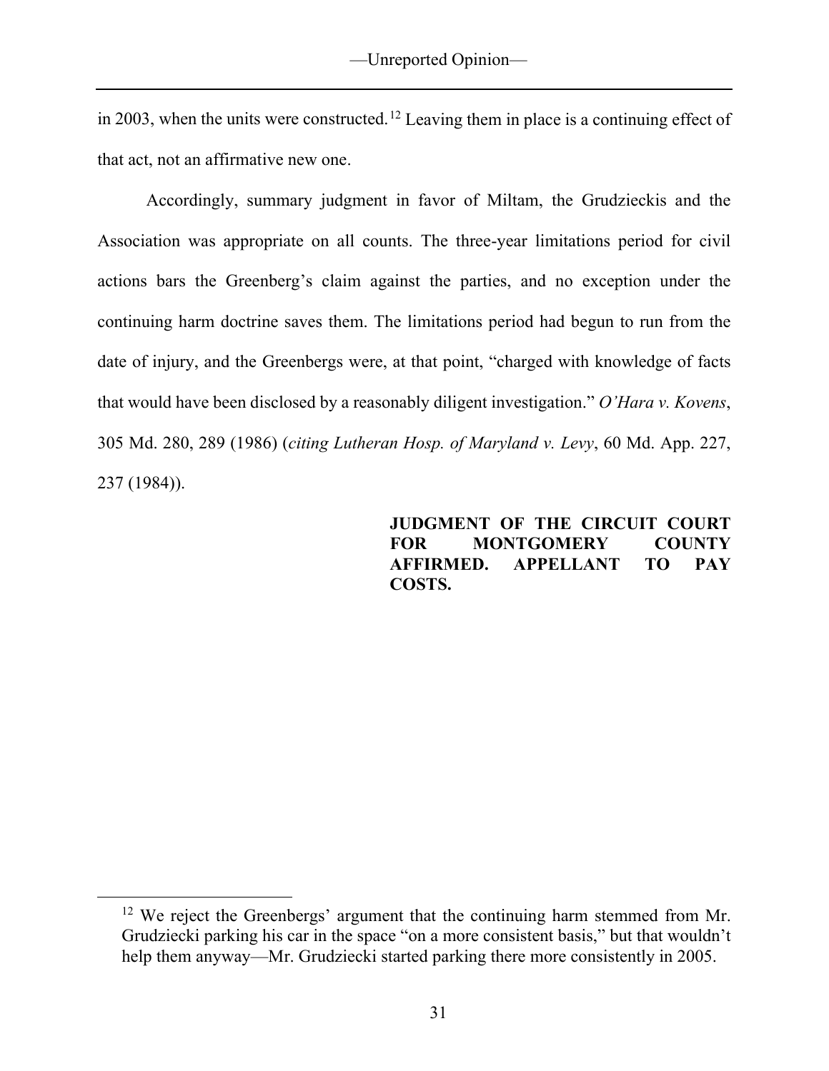in 2003, when the units were constructed.[12] Leaving them in place is a continuing effect of that act, not an affirmative new one.

Accordingly, summary judgment in favor of Miltam, the Grudzieckis and the Association was appropriate on all counts. The three-year limitations period for civil actions bars the Greenberg's claim against the parties, and no exception under the continuing harm doctrine saves them. The limitations period had begun to run from the date of injury, and the Greenbergs were, at that point, "charged with knowledge of facts that would have been disclosed by a reasonably diligent investigation." *O'Hara v. Kovens*, 305 Md. 280, 289 (1986) (*citing Lutheran Hosp. of Maryland v. Levy*, 60 Md. App. 227, 237 (1984)).

**JUDGMENT OF THE CIRCUIT COURT FOR MONTGOMERY COUNTY AFFIRMED. APPELLANT TO PAY COSTS.**

---

[12] We reject the Greenbergs' argument that the continuing harm stemmed from Mr. Grudziecki parking his car in the space "on a more consistent basis," but that wouldn't help them anyway—Mr. Grudziecki started parking there more consistently in 2005.